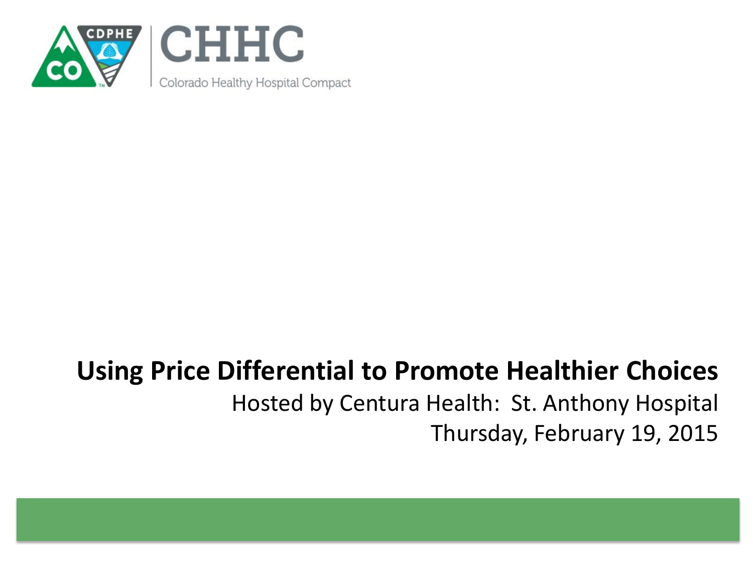CDPHE

CO

# CHHC

Colorado Healthy Hospital Compact

## Using Price Differential to Promote Healthier Choices

Hosted by Centura Health: St. Anthony Hospital

Thursday, February 19, 2015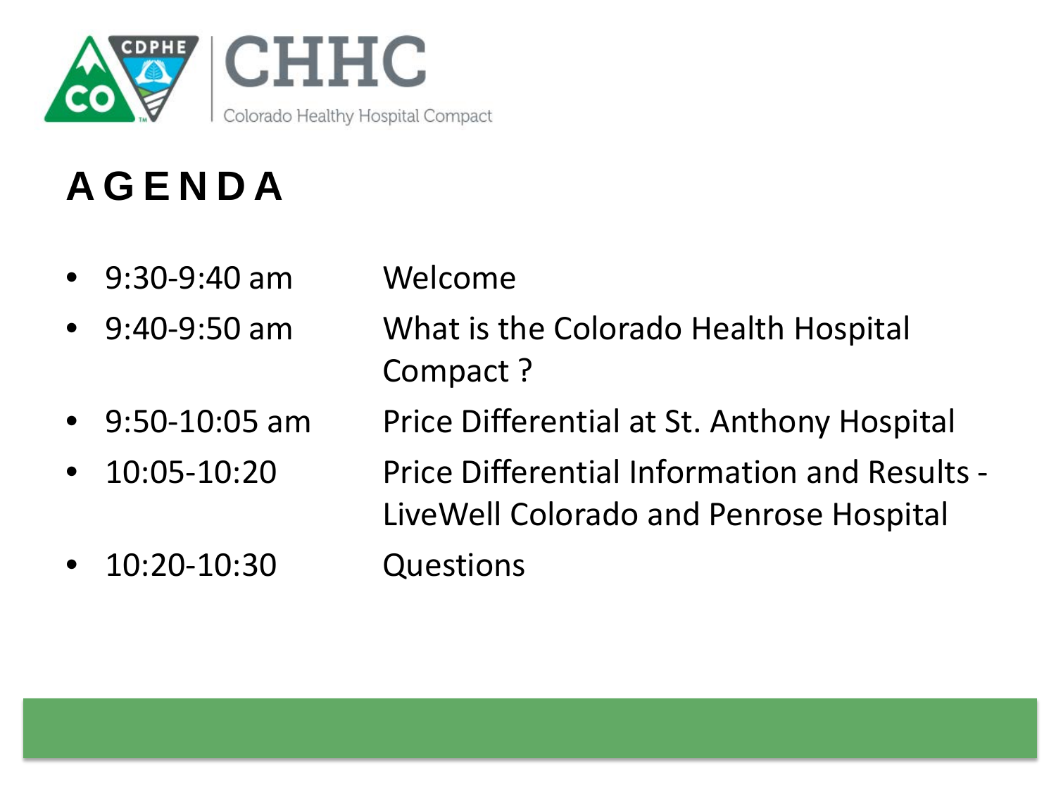CDPHE CO | CHHC Colorado Healthy Hospital Compact

# AGENDA

- 9:30-9:40 am — Welcome
- 9:40-9:50 am — What is the Colorado Health Hospital Compact ?
- 9:50-10:05 am — Price Differential at St. Anthony Hospital
- 10:05-10:20 — Price Differential Information and Results - LiveWell Colorado and Penrose Hospital
- 10:20-10:30 — Questions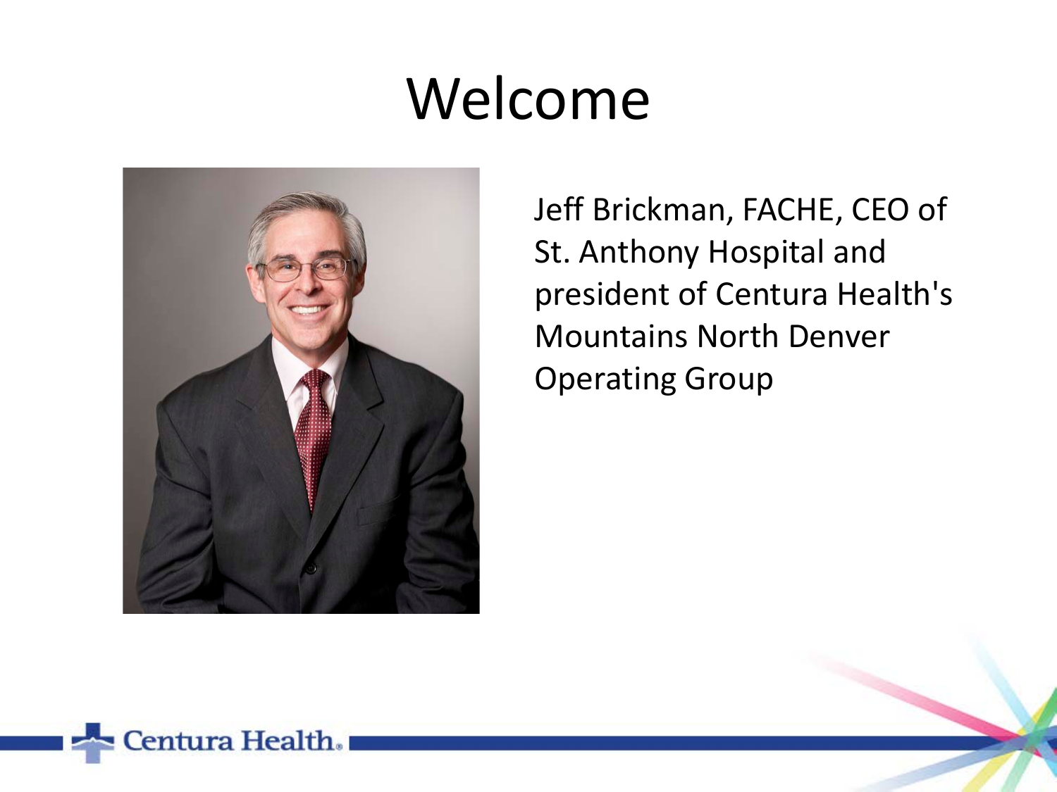# Welcome

Jeff Brickman, FACHE, CEO of St. Anthony Hospital and president of Centura Health's Mountains North Denver Operating Group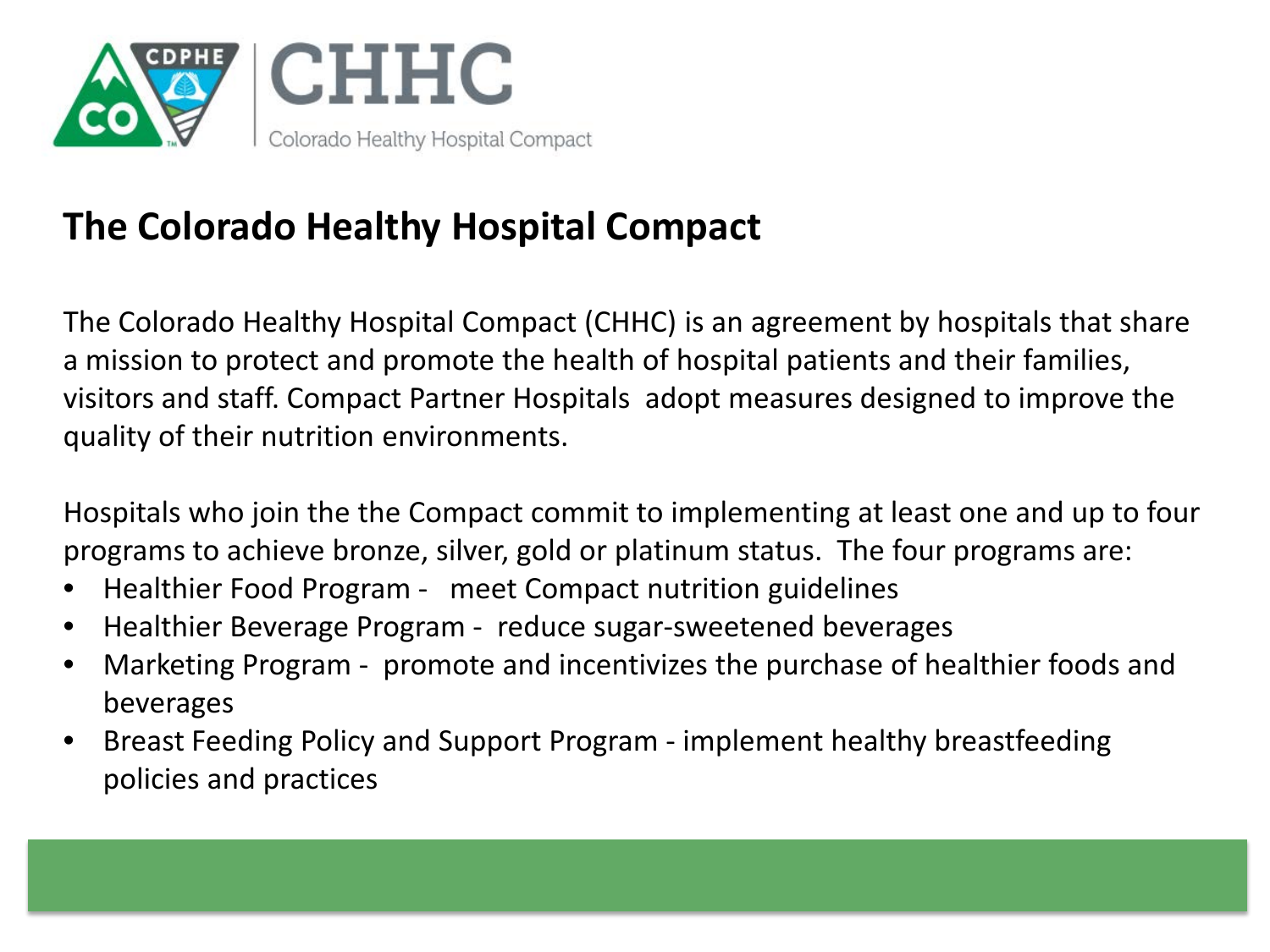CDPHE CO | CHHC Colorado Healthy Hospital Compact

## The Colorado Healthy Hospital Compact

The Colorado Healthy Hospital Compact (CHHC) is an agreement by hospitals that share a mission to protect and promote the health of hospital patients and their families, visitors and staff. Compact Partner Hospitals adopt measures designed to improve the quality of their nutrition environments.

Hospitals who join the the Compact commit to implementing at least one and up to four programs to achieve bronze, silver, gold or platinum status. The four programs are:

- Healthier Food Program - meet Compact nutrition guidelines
- Healthier Beverage Program - reduce sugar-sweetened beverages
- Marketing Program - promote and incentivizes the purchase of healthier foods and beverages
- Breast Feeding Policy and Support Program - implement healthy breastfeeding policies and practices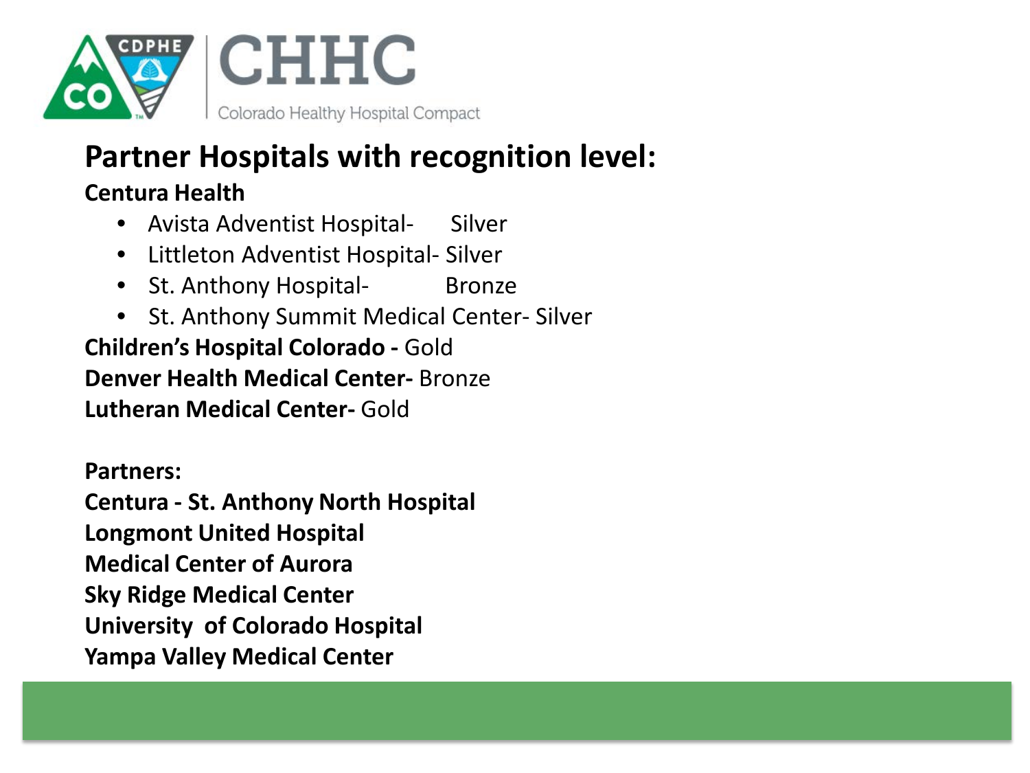CHHC

Colorado Healthy Hospital Compact

## Partner Hospitals with recognition level:

**Centura Health**

- Avista Adventist Hospital- Silver
- Littleton Adventist Hospital- Silver
- St. Anthony Hospital- Bronze
- St. Anthony Summit Medical Center- Silver

**Children's Hospital Colorado -** Gold

**Denver Health Medical Center-** Bronze

**Lutheran Medical Center-** Gold

**Partners:**

**Centura - St. Anthony North Hospital**

**Longmont United Hospital**

**Medical Center of Aurora**

**Sky Ridge Medical Center**

**University of Colorado Hospital**

**Yampa Valley Medical Center**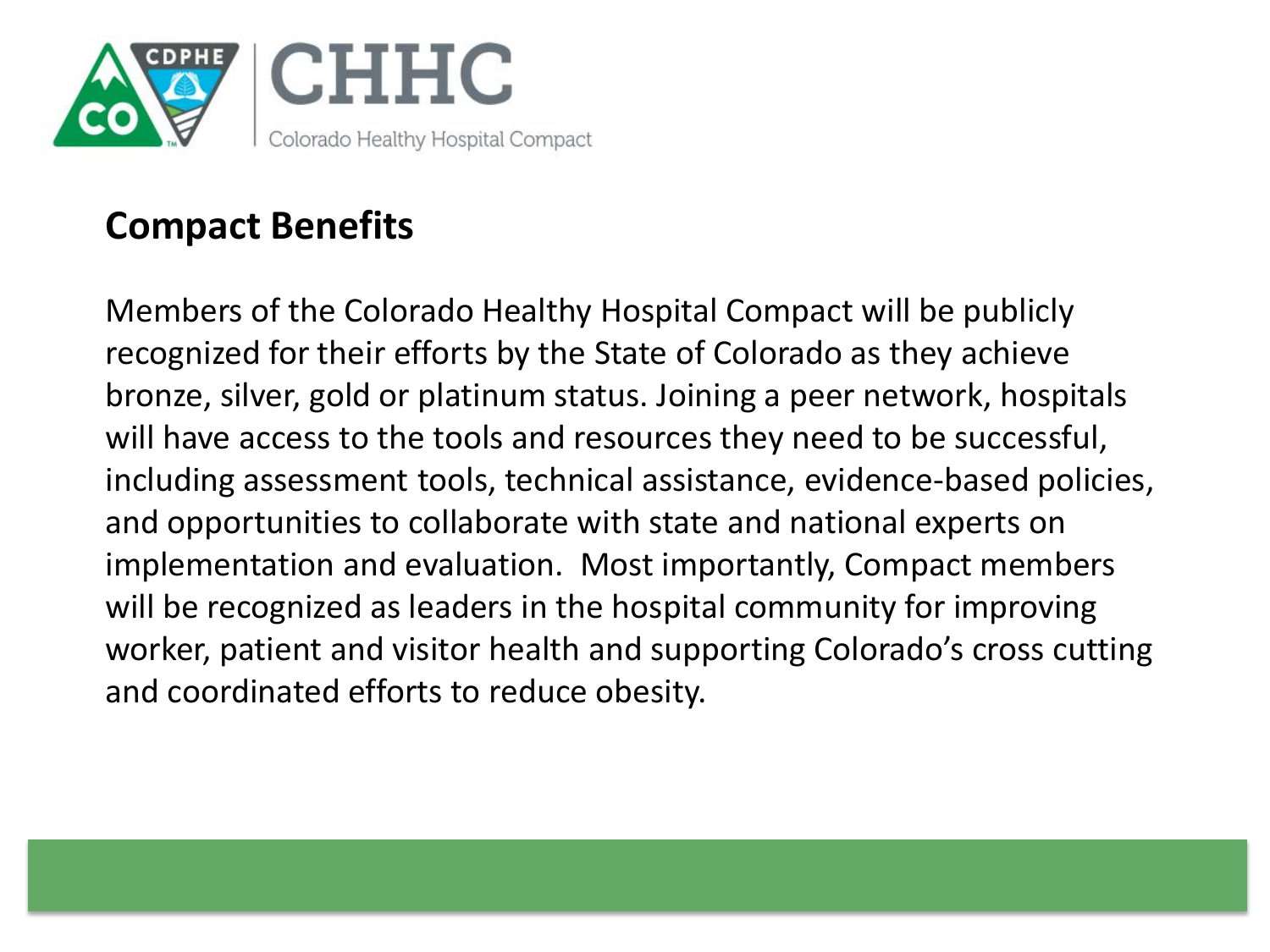CHHC

Colorado Healthy Hospital Compact

## Compact Benefits

Members of the Colorado Healthy Hospital Compact will be publicly recognized for their efforts by the State of Colorado as they achieve bronze, silver, gold or platinum status. Joining a peer network, hospitals will have access to the tools and resources they need to be successful, including assessment tools, technical assistance, evidence-based policies, and opportunities to collaborate with state and national experts on implementation and evaluation. Most importantly, Compact members will be recognized as leaders in the hospital community for improving worker, patient and visitor health and supporting Colorado's cross cutting and coordinated efforts to reduce obesity.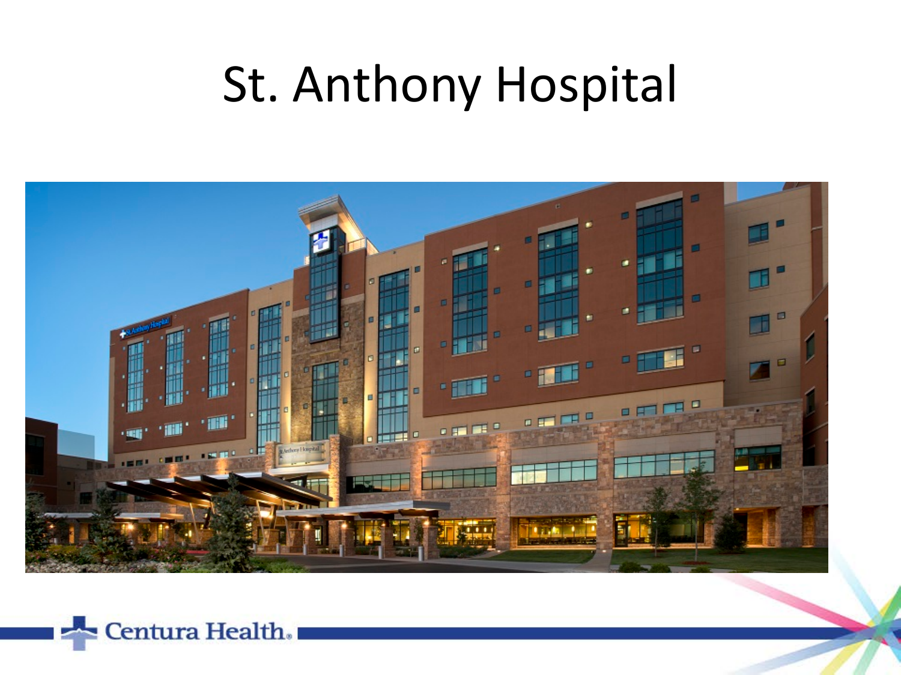# St. Anthony Hospital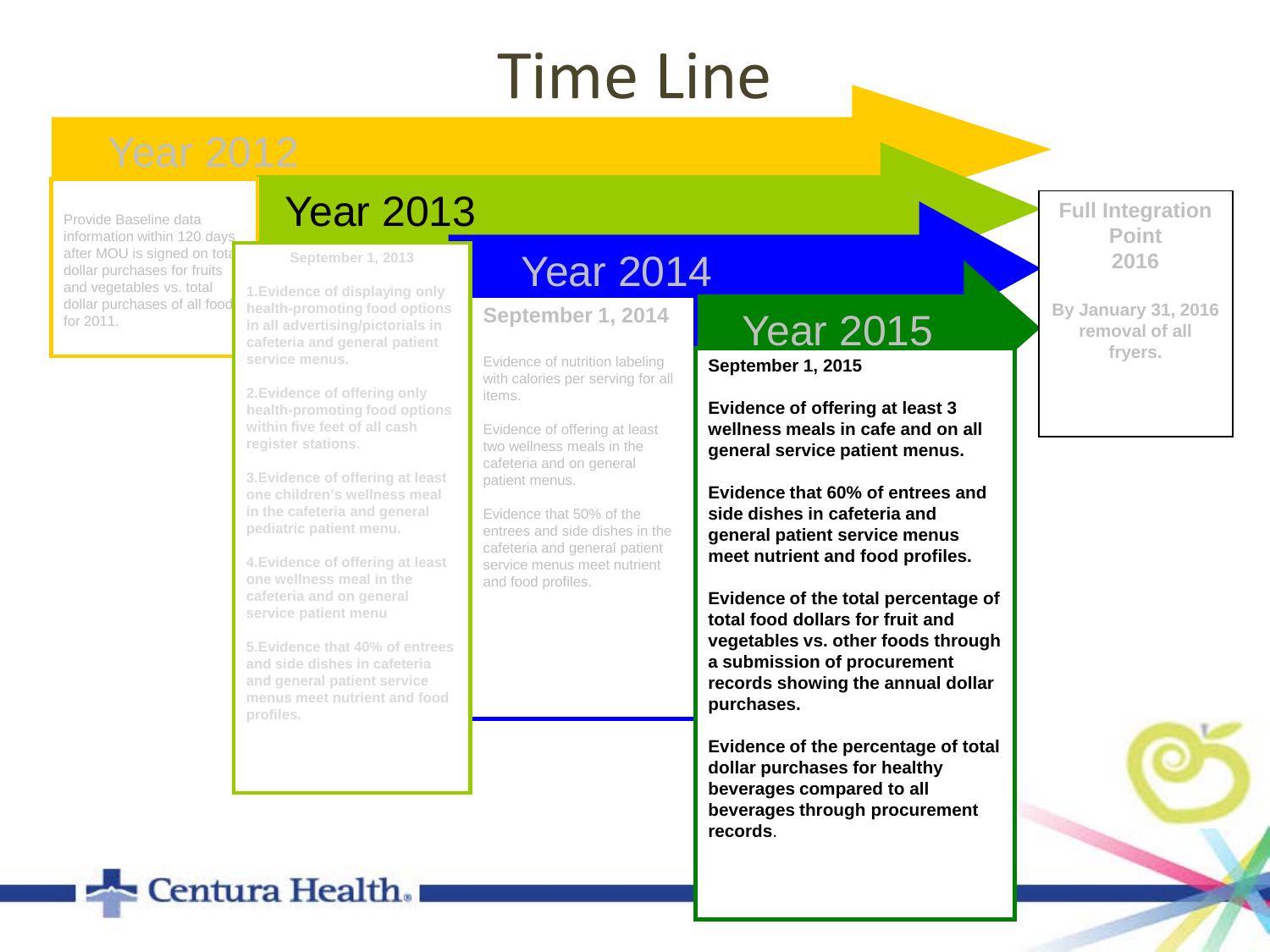# Time Line

## Year 2012

Provide Baseline data information within 120 days after MOU is signed on total dollar purchases for fruits and vegetables vs. total dollar purchases of all food for 2011.

## Year 2013

**September 1, 2013**

1. **Evidence of displaying only health-promoting food options in all advertising/pictorials in cafeteria and general patient service menus.**
2. **Evidence of offering only health-promoting food options within five feet of all cash register stations.**
3. **Evidence of offering at least one children's wellness meal in the cafeteria and general pediatric patient menu.**
4. **Evidence of offering at least one wellness meal in the cafeteria and on general service patient menu**
5. **Evidence that 40% of entrees and side dishes in cafeteria and general patient service menus meet nutrient and food profiles.**

## Year 2014

**September 1, 2014**

Evidence of nutrition labeling with calories per serving for all items.

Evidence of offering at least two wellness meals in the cafeteria and on general patient menus.

Evidence that 50% of the entrees and side dishes in the cafeteria and general patient service menus meet nutrient and food profiles.

## Year 2015

**September 1, 2015**

**Evidence of offering at least 3 wellness meals in cafe and on all general service patient menus.**

**Evidence that 60% of entrees and side dishes in cafeteria and general patient service menus meet nutrient and food profiles.**

**Evidence of the total percentage of total food dollars for fruit and vegetables vs. other foods through a submission of procurement records showing the annual dollar purchases.**

**Evidence of the percentage of total dollar purchases for healthy beverages compared to all beverages through procurement records.**

## Full Integration Point 2016

**By January 31, 2016 removal of all fryers.**

Centura Health.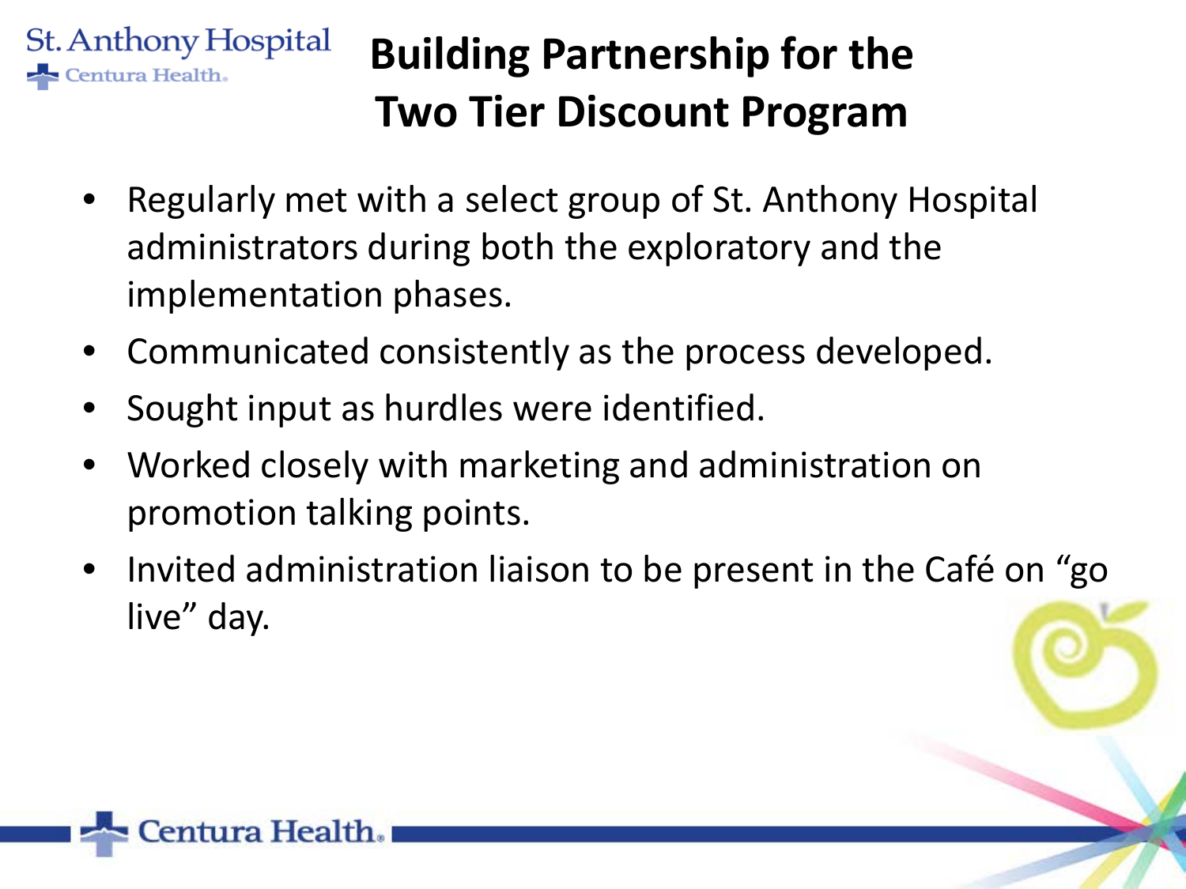# Building Partnership for the Two Tier Discount Program

- Regularly met with a select group of St. Anthony Hospital administrators during both the exploratory and the implementation phases.
- Communicated consistently as the process developed.
- Sought input as hurdles were identified.
- Worked closely with marketing and administration on promotion talking points.
- Invited administration liaison to be present in the Café on "go live" day.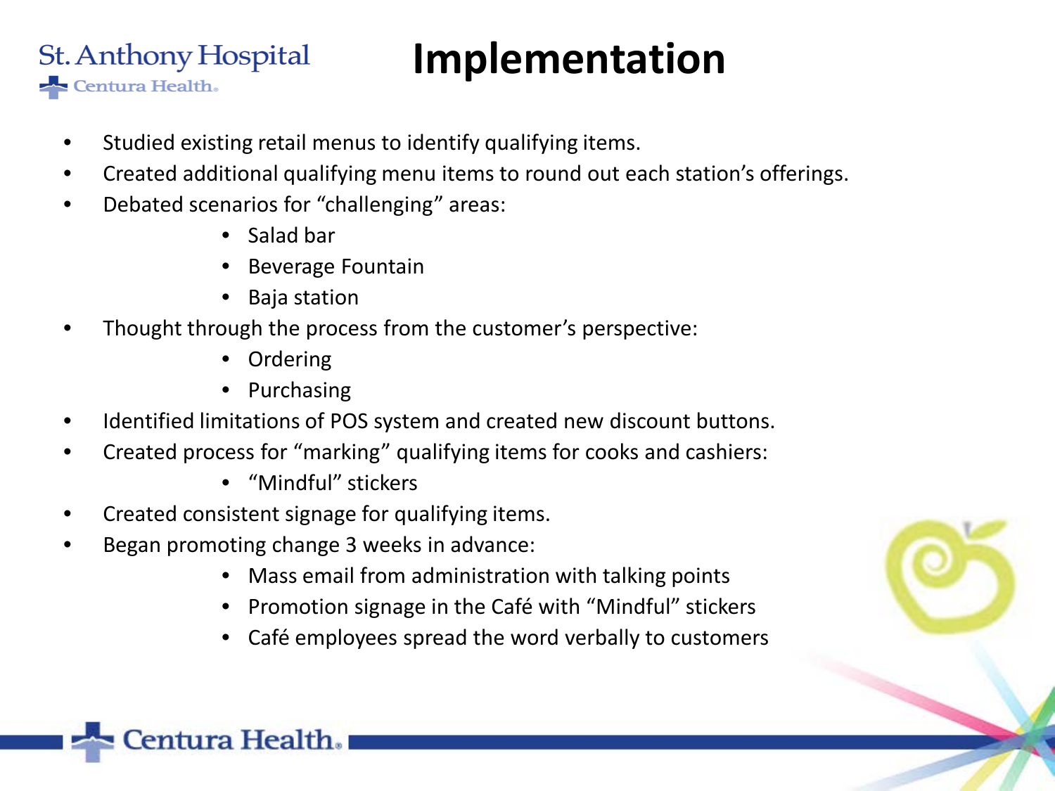# Implementation

- Studied existing retail menus to identify qualifying items.
- Created additional qualifying menu items to round out each station's offerings.
- Debated scenarios for "challenging" areas:
  - Salad bar
  - Beverage Fountain
  - Baja station
- Thought through the process from the customer's perspective:
  - Ordering
  - Purchasing
- Identified limitations of POS system and created new discount buttons.
- Created process for "marking" qualifying items for cooks and cashiers:
  - "Mindful" stickers
- Created consistent signage for qualifying items.
- Began promoting change 3 weeks in advance:
  - Mass email from administration with talking points
  - Promotion signage in the Café with "Mindful" stickers
  - Café employees spread the word verbally to customers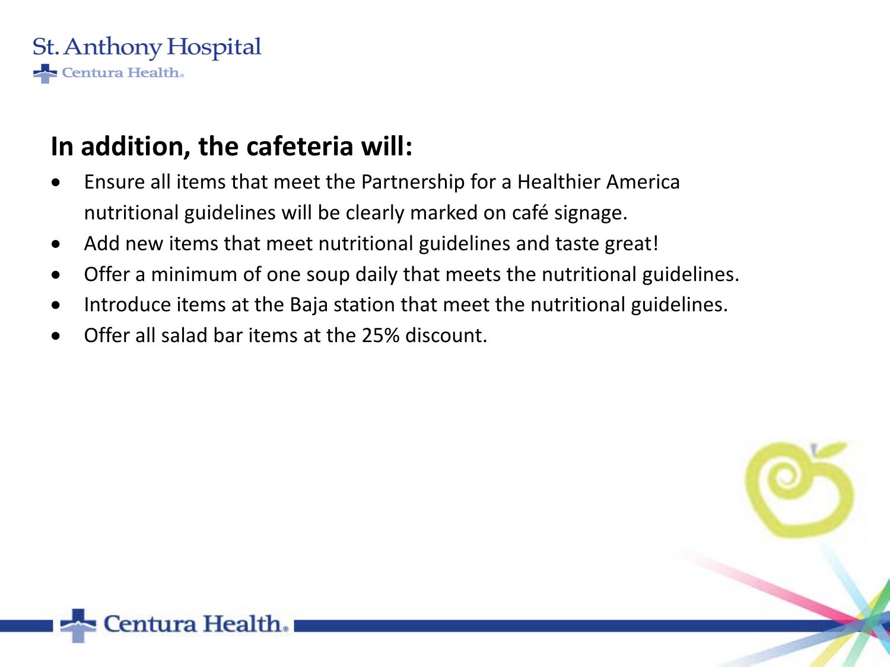## In addition, the cafeteria will:

- Ensure all items that meet the Partnership for a Healthier America nutritional guidelines will be clearly marked on café signage.
- Add new items that meet nutritional guidelines and taste great!
- Offer a minimum of one soup daily that meets the nutritional guidelines.
- Introduce items at the Baja station that meet the nutritional guidelines.
- Offer all salad bar items at the 25% discount.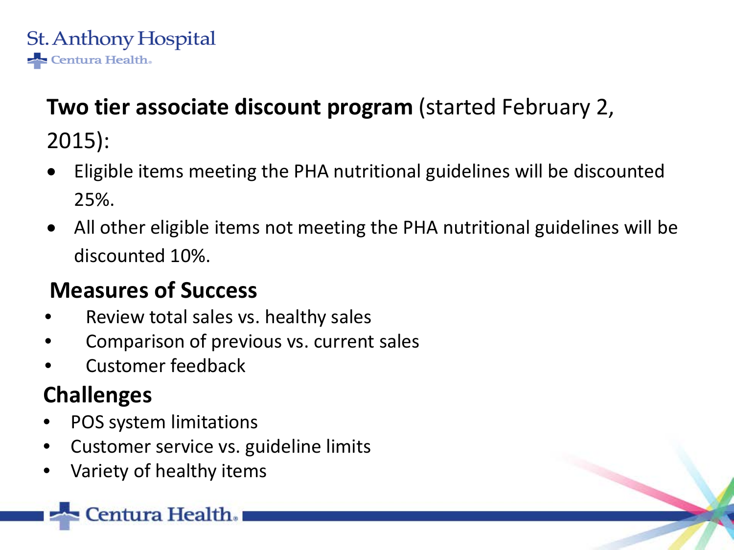**Two tier associate discount program** (started February 2, 2015):

- Eligible items meeting the PHA nutritional guidelines will be discounted 25%.
- All other eligible items not meeting the PHA nutritional guidelines will be discounted 10%.

## Measures of Success

- Review total sales vs. healthy sales
- Comparison of previous vs. current sales
- Customer feedback

## Challenges

- POS system limitations
- Customer service vs. guideline limits
- Variety of healthy items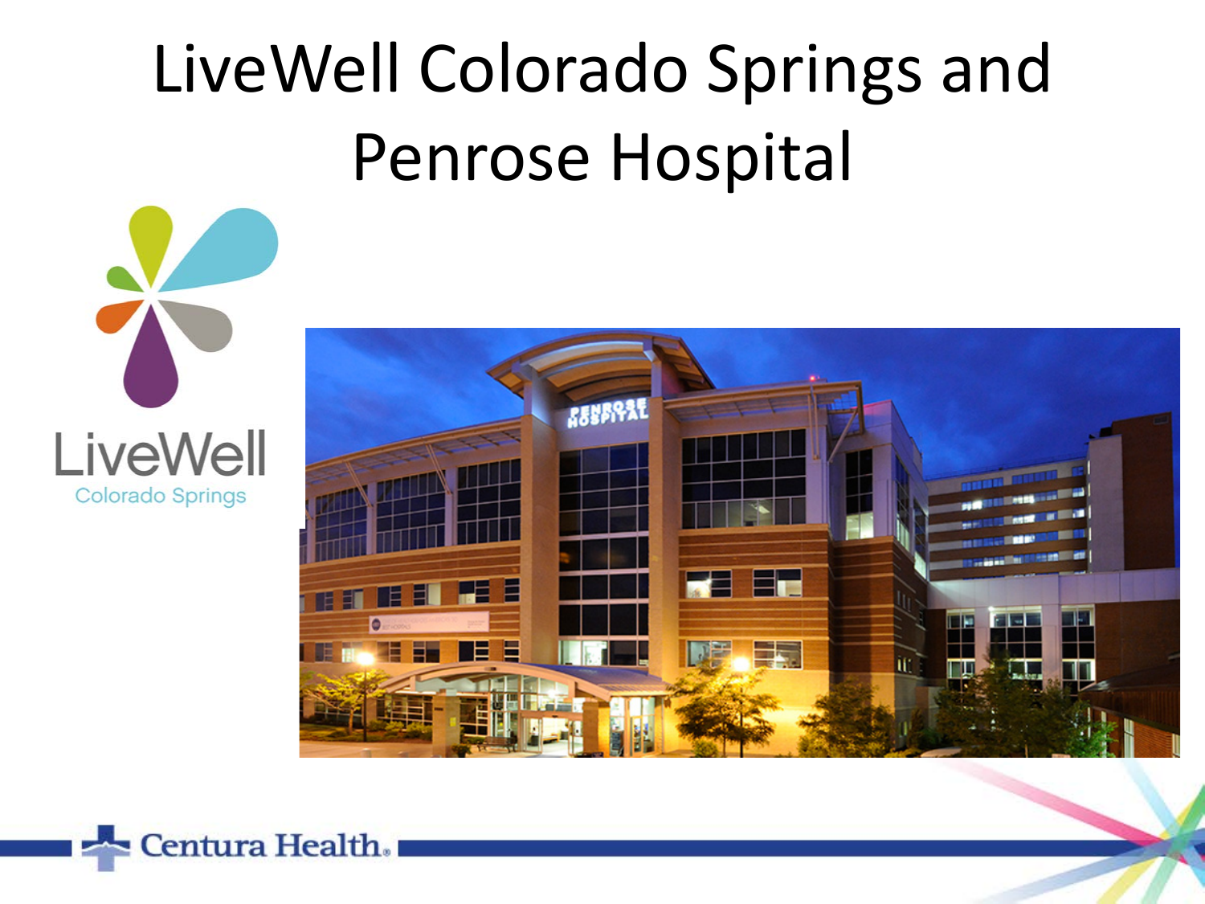# LiveWell Colorado Springs and Penrose Hospital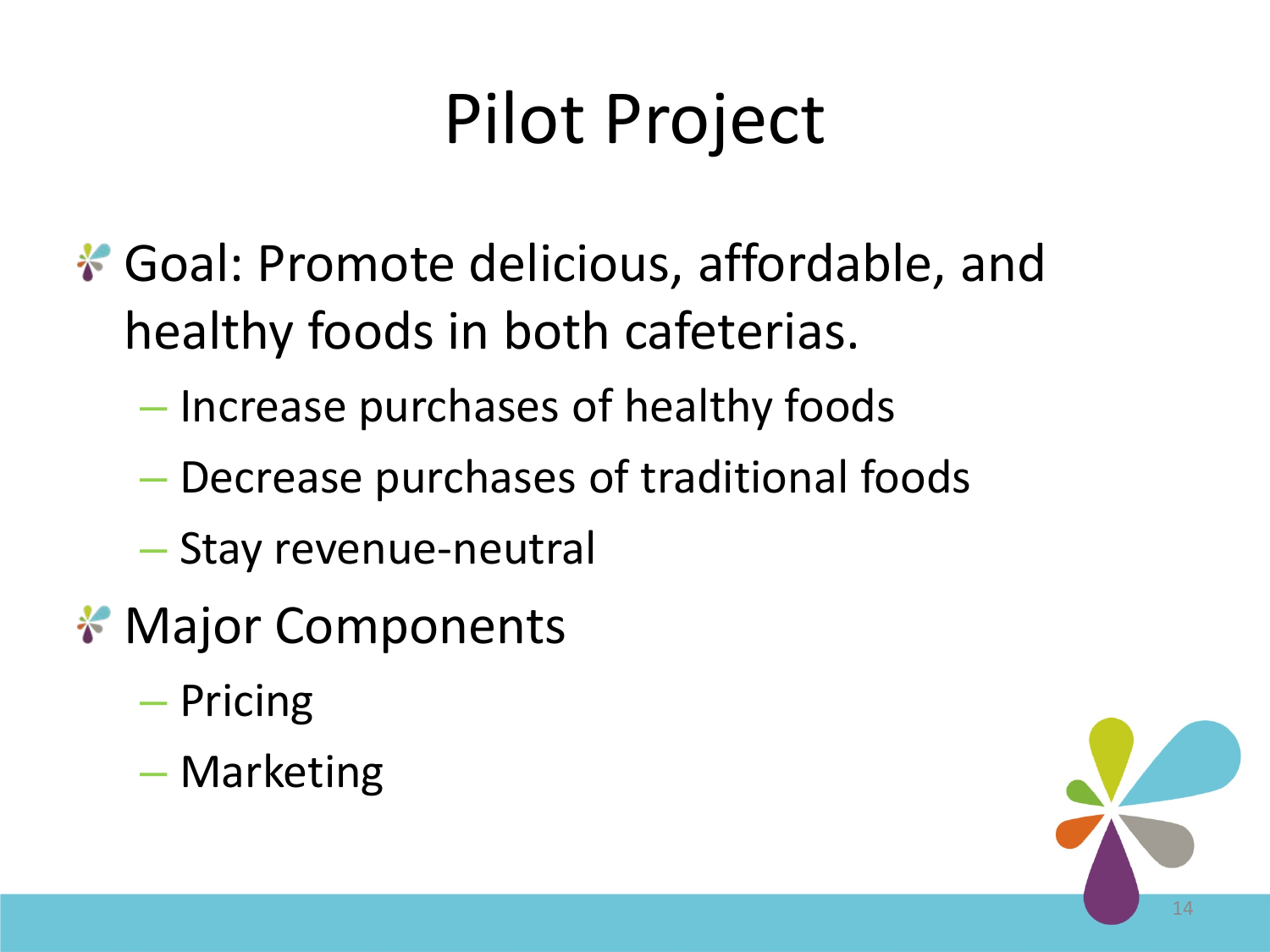# Pilot Project

- Goal: Promote delicious, affordable, and healthy foods in both cafeterias.
  - Increase purchases of healthy foods
  - Decrease purchases of traditional foods
  - Stay revenue-neutral
- Major Components
  - Pricing
  - Marketing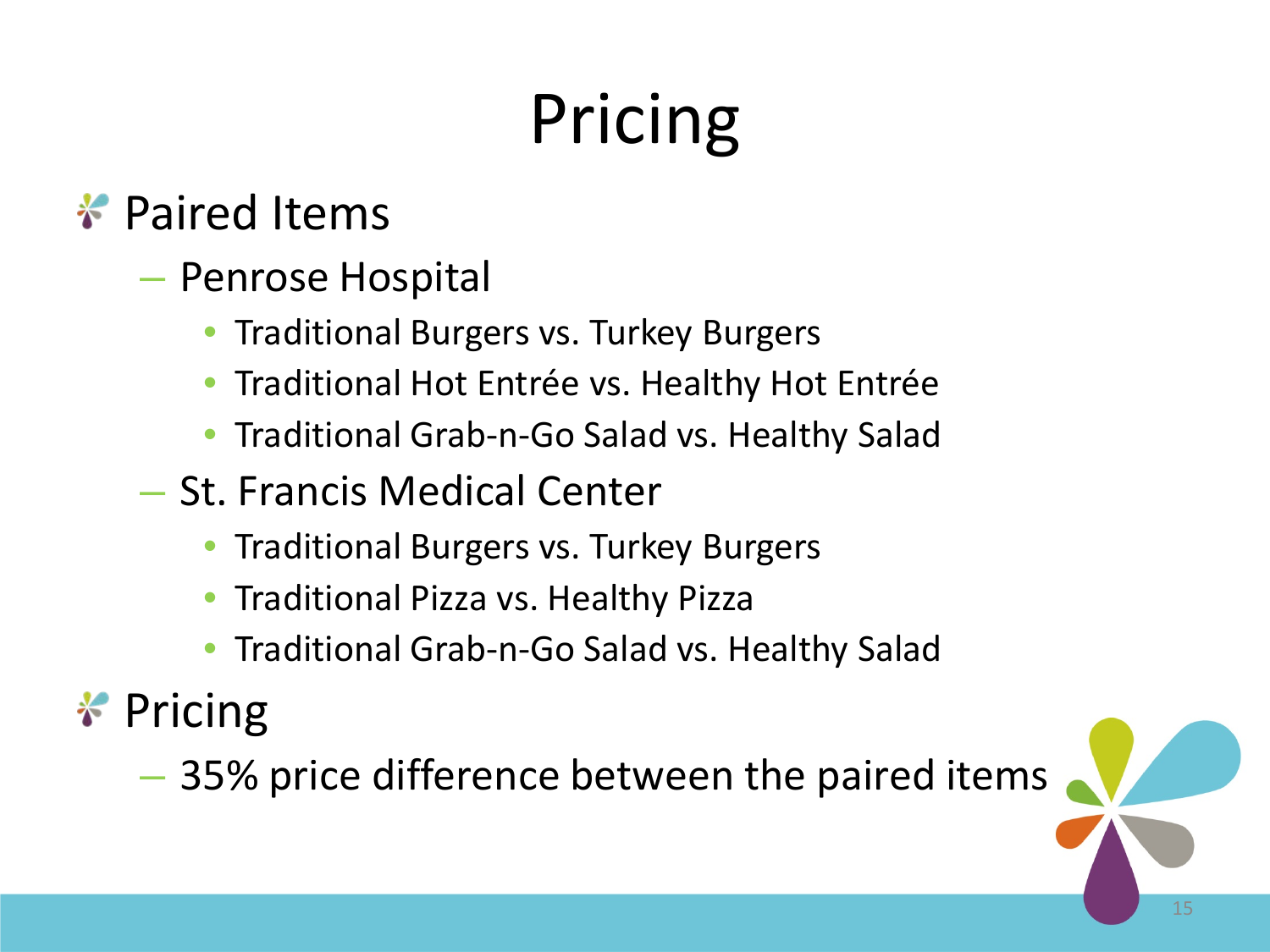# Pricing

- Paired Items
  - Penrose Hospital
    - Traditional Burgers vs. Turkey Burgers
    - Traditional Hot Entrée vs. Healthy Hot Entrée
    - Traditional Grab-n-Go Salad vs. Healthy Salad
  - St. Francis Medical Center
    - Traditional Burgers vs. Turkey Burgers
    - Traditional Pizza vs. Healthy Pizza
    - Traditional Grab-n-Go Salad vs. Healthy Salad
- Pricing
  - 35% price difference between the paired items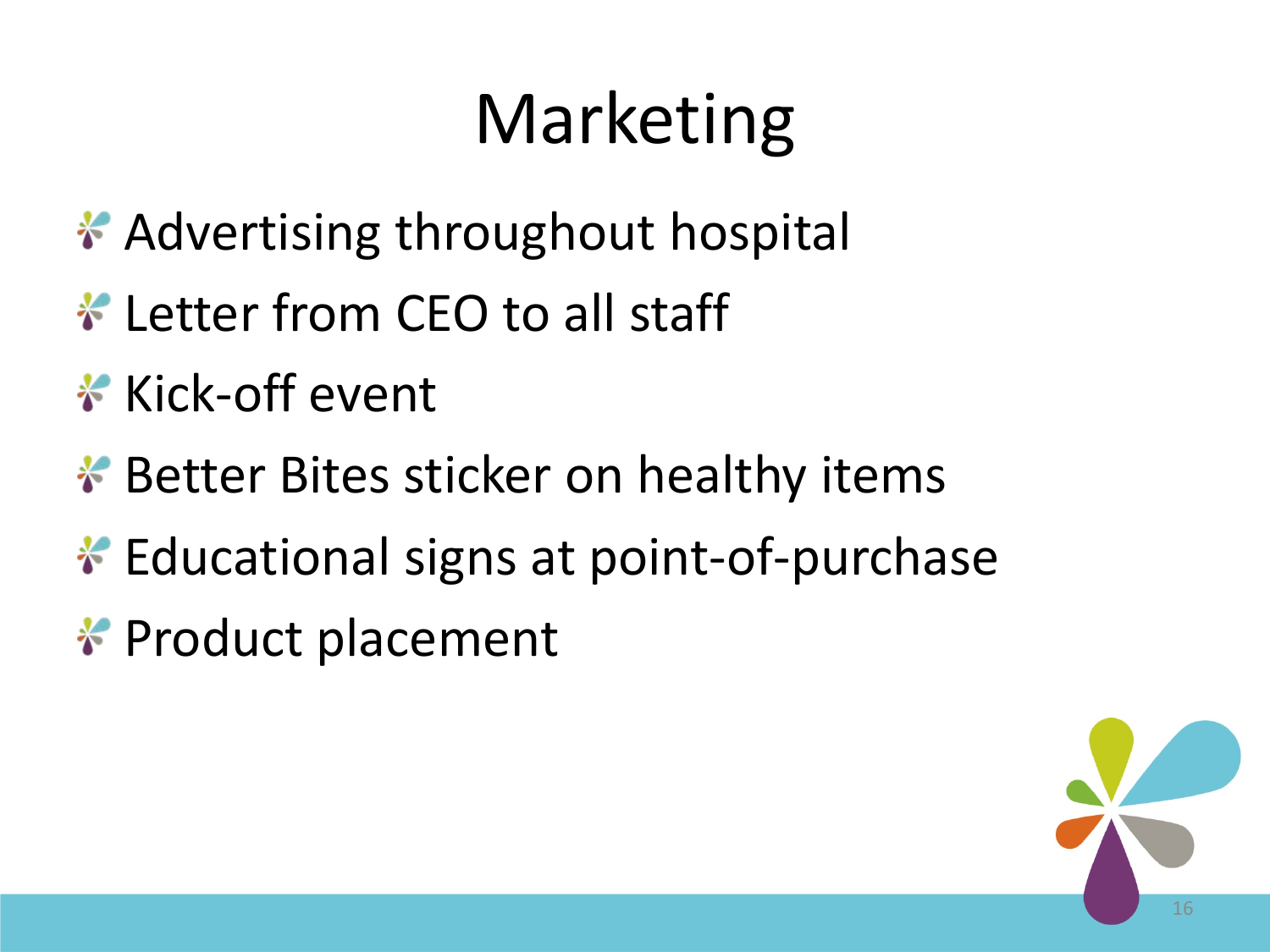# Marketing

- Advertising throughout hospital
- Letter from CEO to all staff
- Kick-off event
- Better Bites sticker on healthy items
- Educational signs at point-of-purchase
- Product placement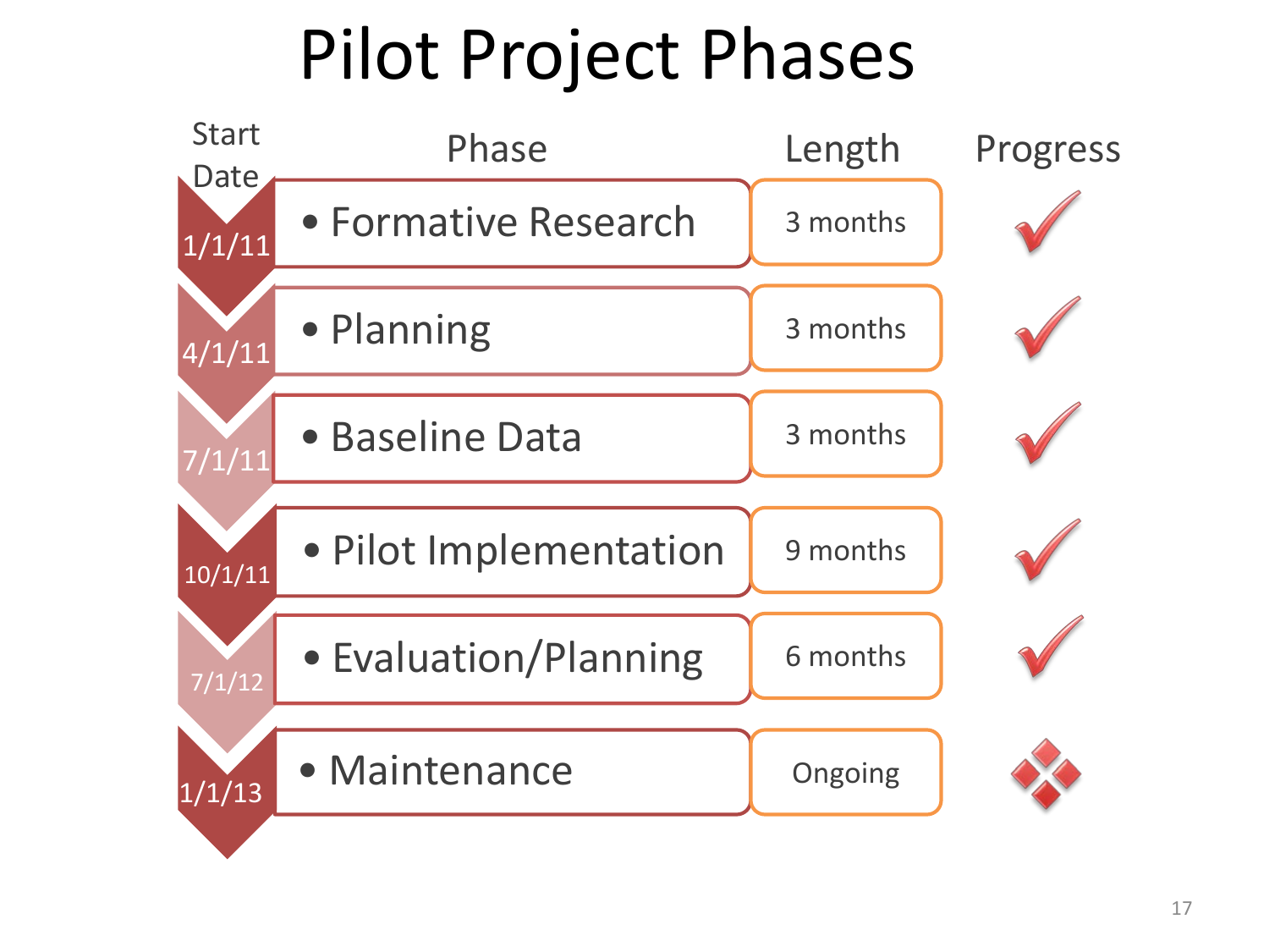# Pilot Project Phases

| Start Date | Phase | Length | Progress |
|---|---|---|---|
| 1/1/11 | Formative Research | 3 months | ✓ |
| 4/1/11 | Planning | 3 months | ✓ |
| 7/1/11 | Baseline Data | 3 months | ✓ |
| 10/1/11 | Pilot Implementation | 9 months | ✓ |
| 7/1/12 | Evaluation/Planning | 6 months | ✓ |
| 1/1/13 | Maintenance | Ongoing | |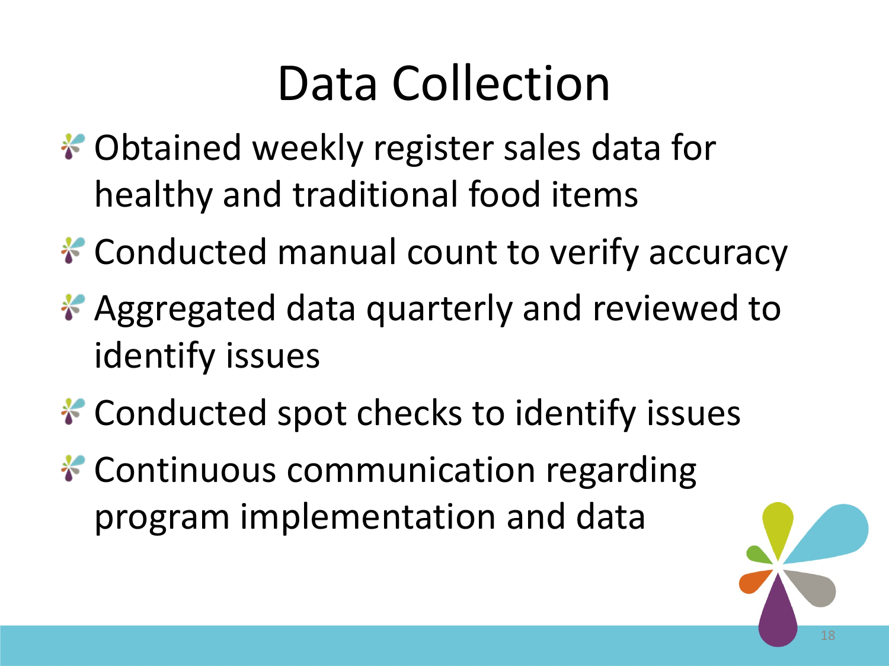# Data Collection

- Obtained weekly register sales data for healthy and traditional food items
- Conducted manual count to verify accuracy
- Aggregated data quarterly and reviewed to identify issues
- Conducted spot checks to identify issues
- Continuous communication regarding program implementation and data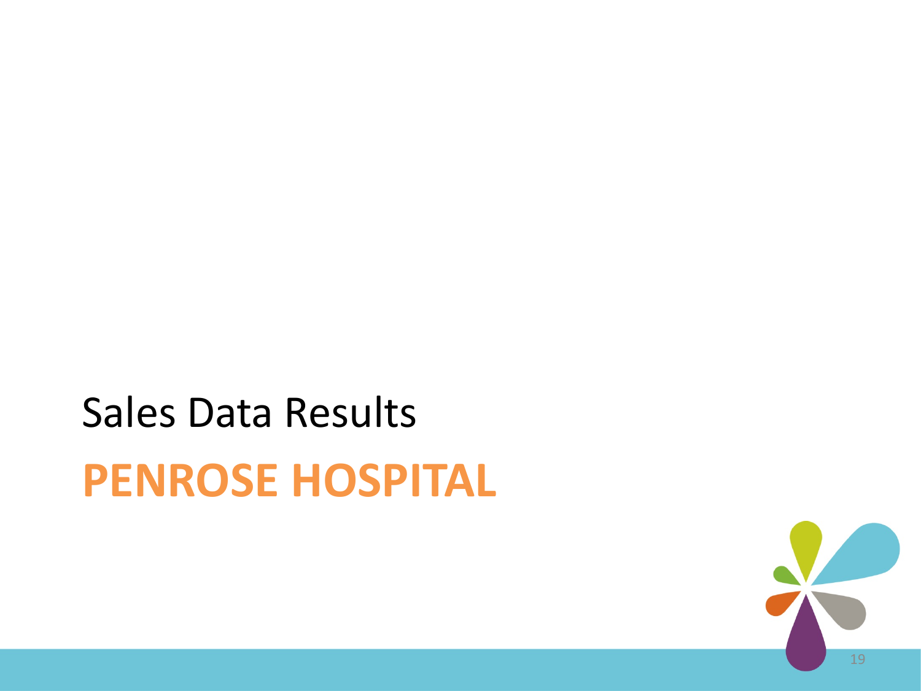Sales Data Results

# PENROSE HOSPITAL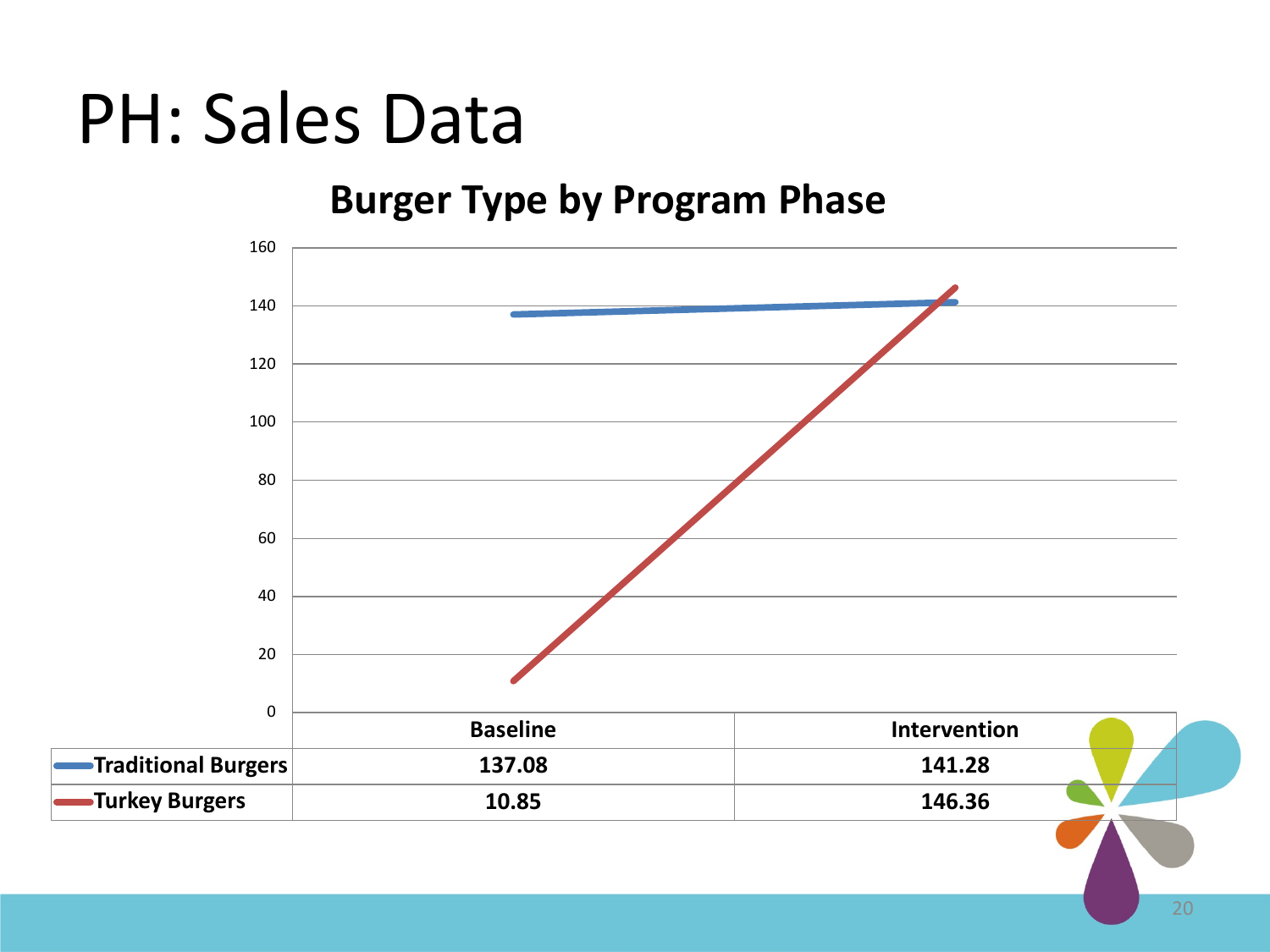# PH: Sales Data

## Burger Type by Program Phase

| | Baseline | Intervention |
|---|---|---|
| Traditional Burgers | 137.08 | 141.28 |
| Turkey Burgers | 10.85 | 146.36 |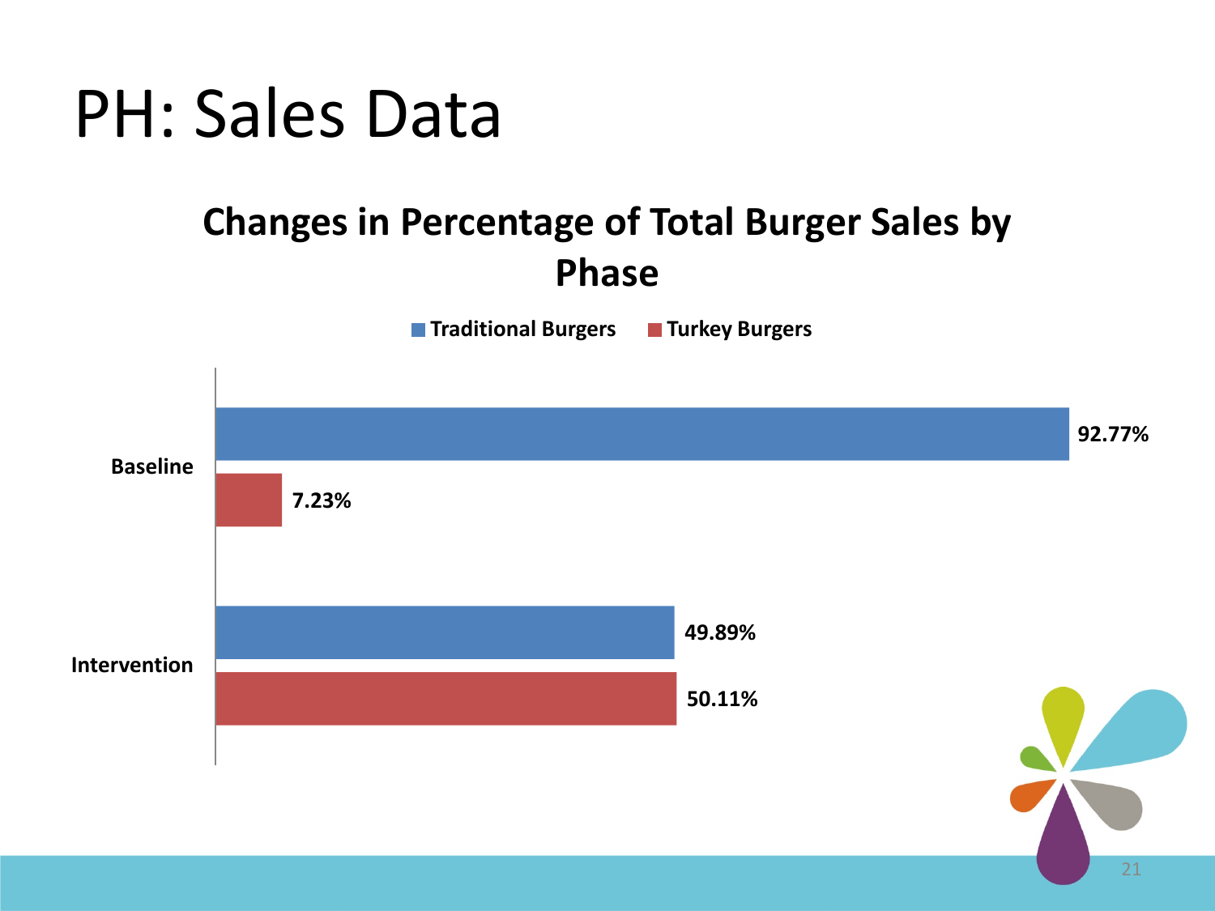# PH: Sales Data

**Changes in Percentage of Total Burger Sales by Phase**

| Phase | Traditional Burgers | Turkey Burgers |
| --- | --- | --- |
| Baseline | 92.77% | 7.23% |
| Intervention | 49.89% | 50.11% |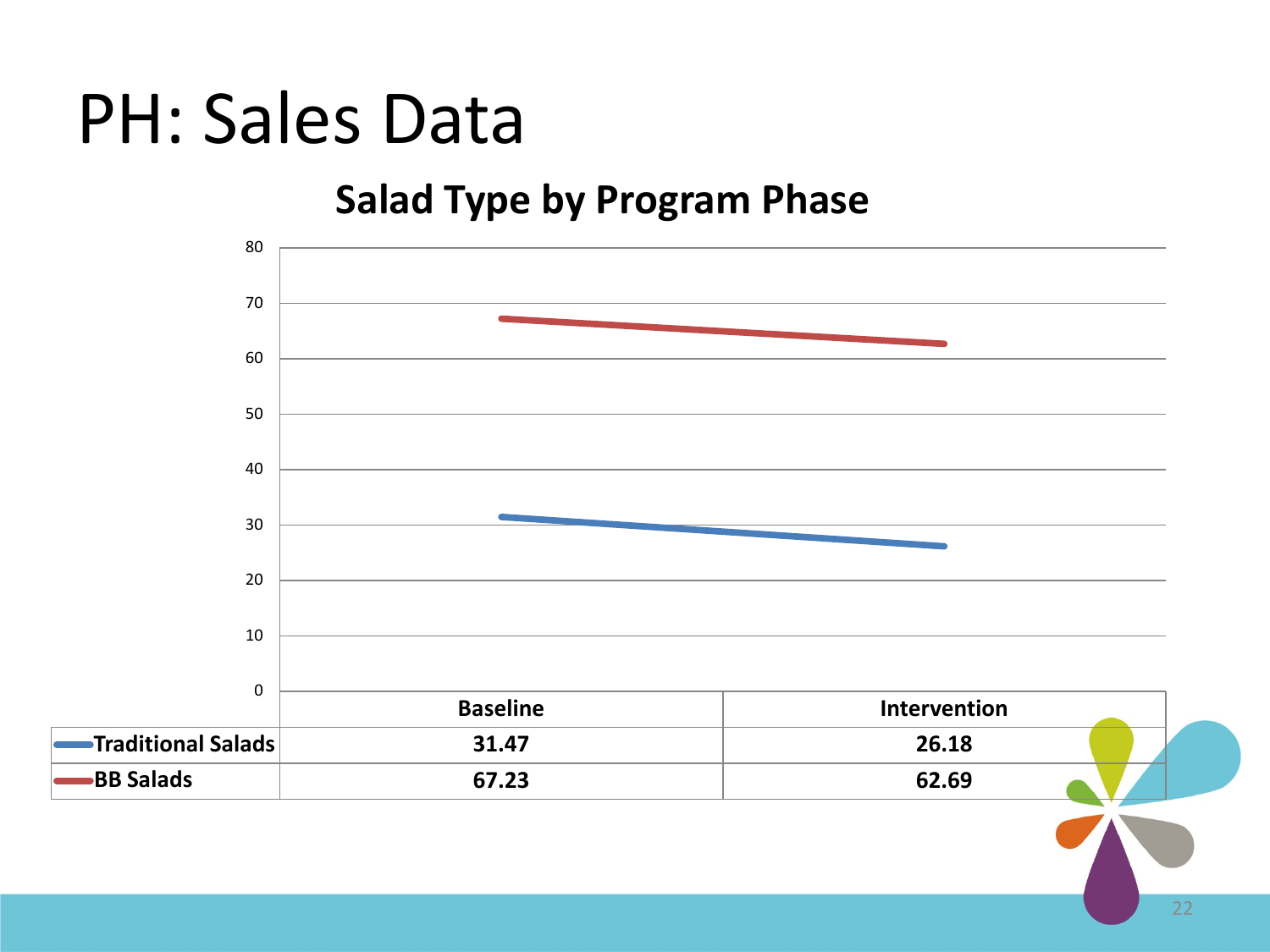# PH: Sales Data

## Salad Type by Program Phase

| | Baseline | Intervention |
|---|---|---|
| Traditional Salads | 31.47 | 26.18 |
| BB Salads | 67.23 | 62.69 |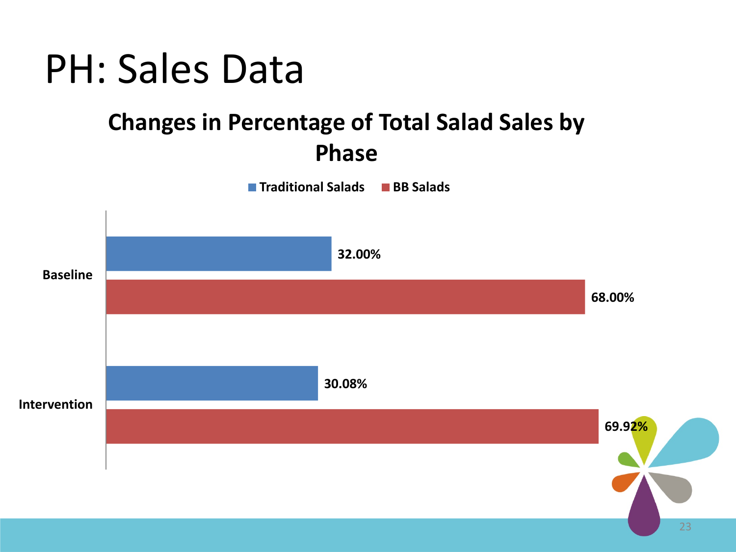# PH: Sales Data

## Changes in Percentage of Total Salad Sales by Phase

| Phase | Traditional Salads | BB Salads |
|---|---|---|
| Baseline | 32.00% | 68.00% |
| Intervention | 30.08% | 69.92% |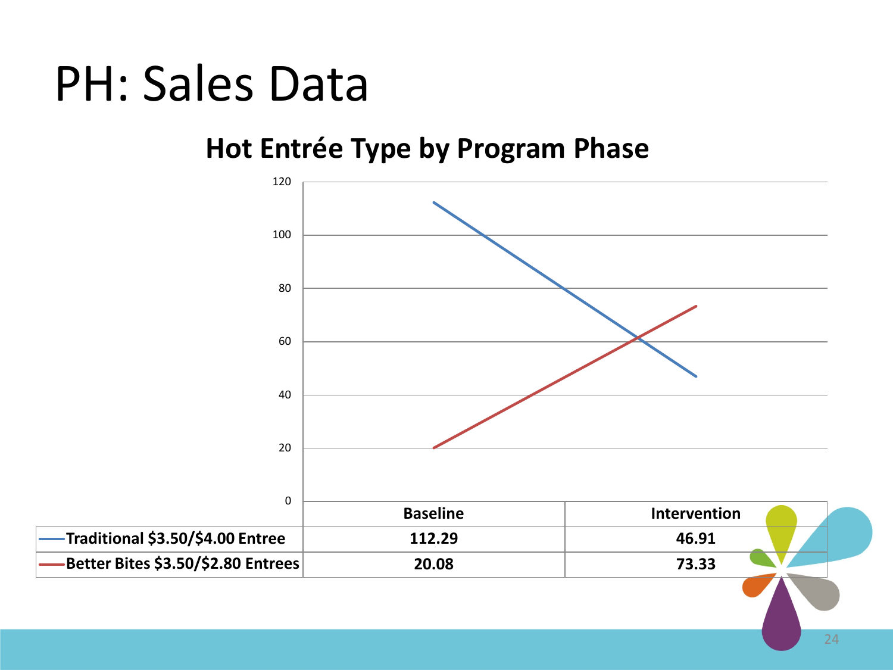# PH: Sales Data

## Hot Entrée Type by Program Phase

| | Baseline | Intervention |
|---|---|---|
| Traditional $3.50/$4.00 Entree | 112.29 | 46.91 |
| Better Bites $3.50/$2.80 Entrees | 20.08 | 73.33 |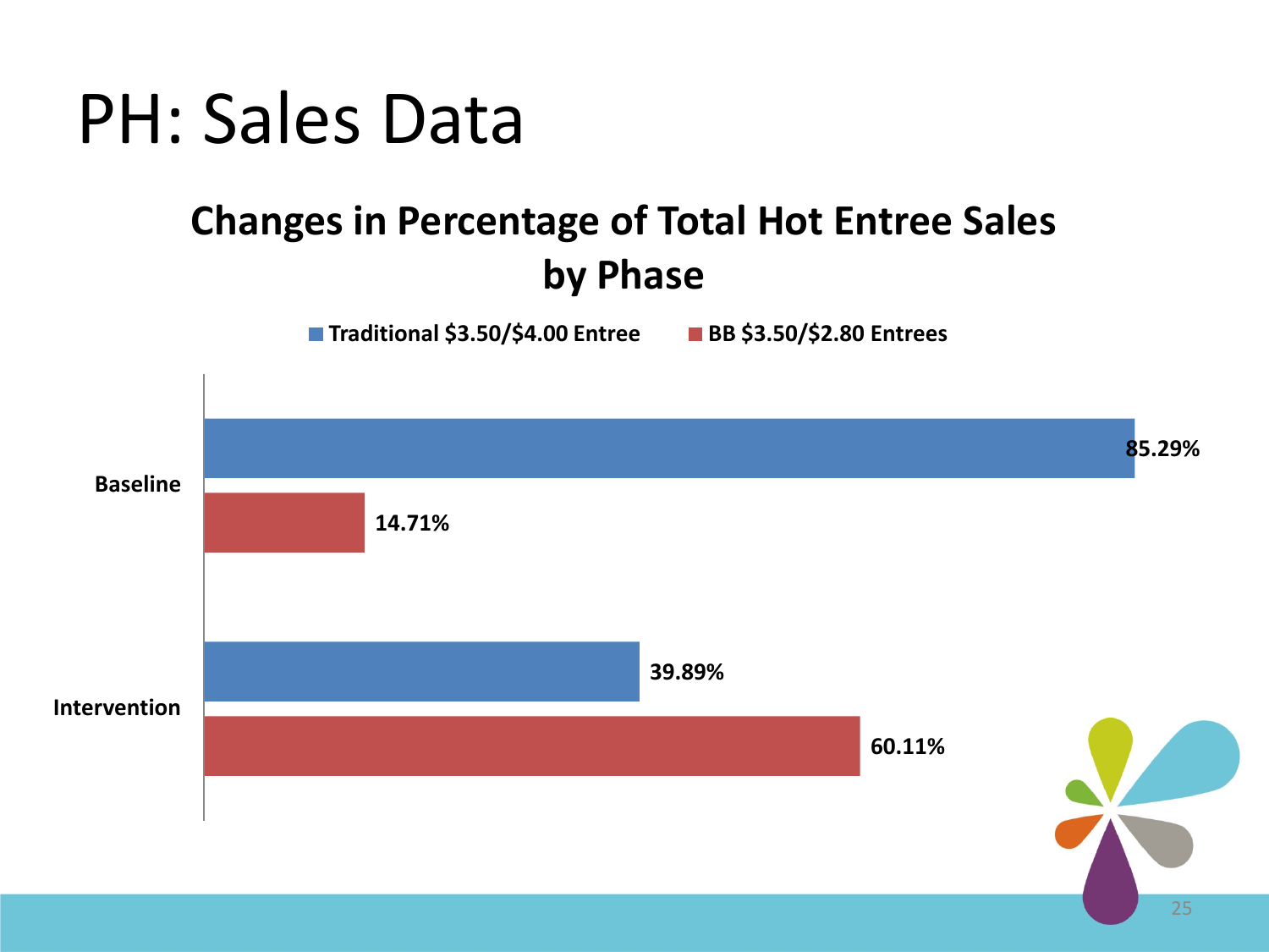# PH: Sales Data

## Changes in Percentage of Total Hot Entree Sales by Phase

| Phase | Traditional $3.50/$4.00 Entree | BB $3.50/$2.80 Entrees |
| --- | --- | --- |
| Baseline | 85.29% | 14.71% |
| Intervention | 39.89% | 60.11% |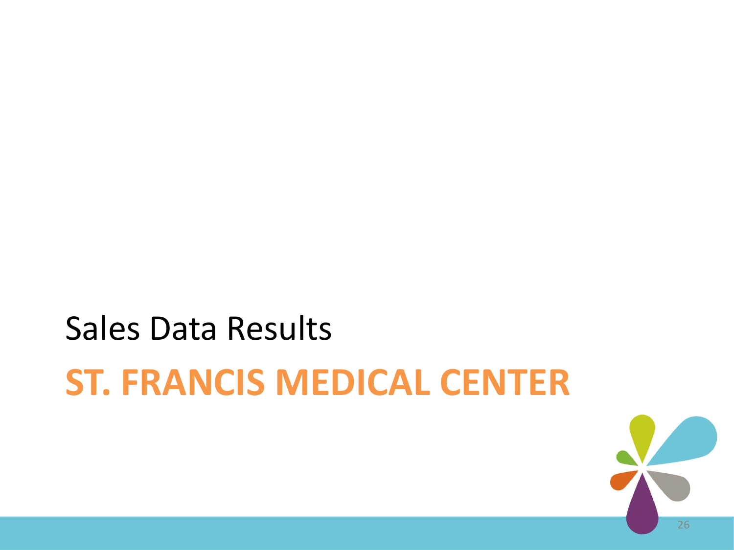Sales Data Results

# ST. FRANCIS MEDICAL CENTER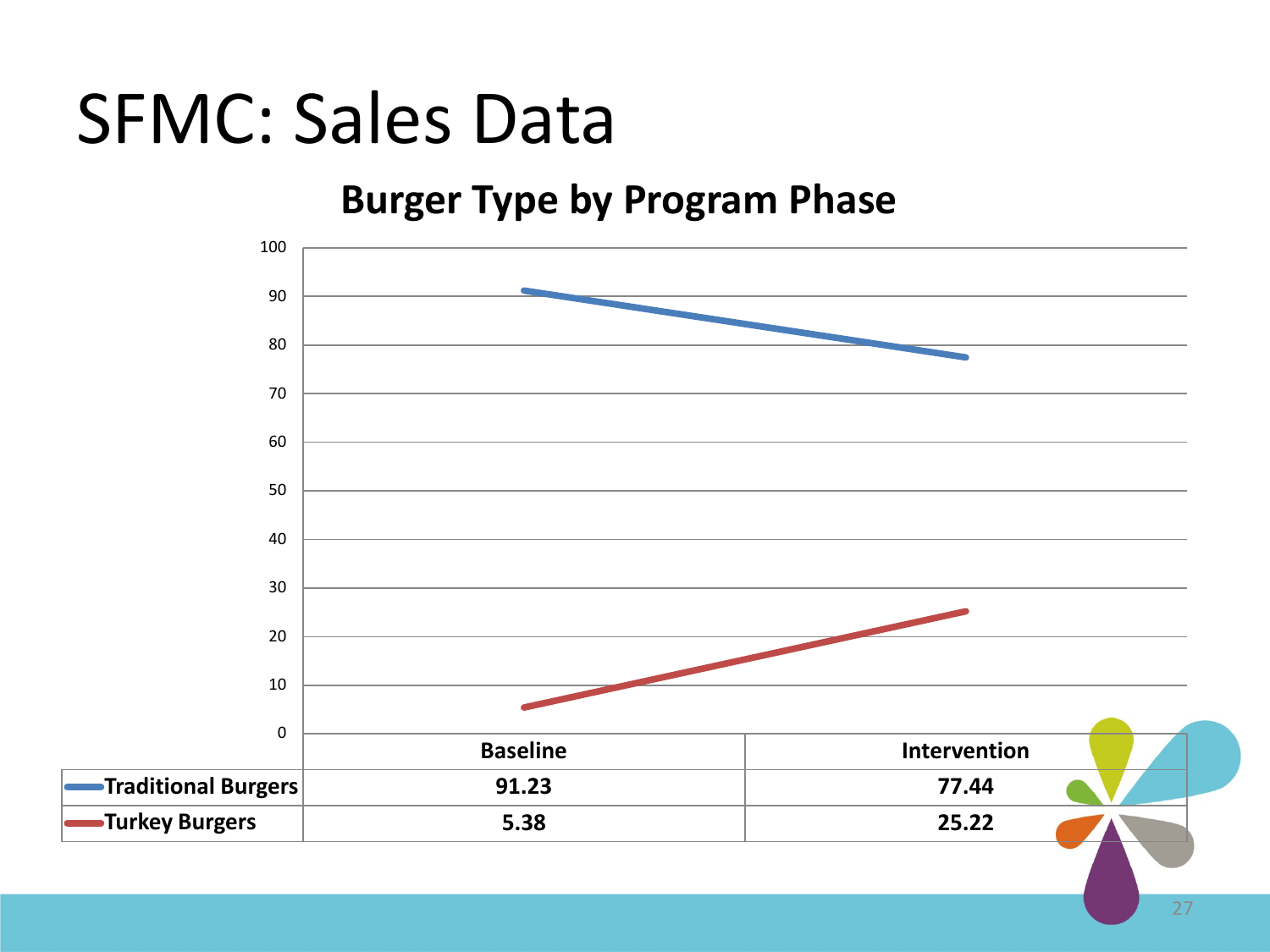# SFMC: Sales Data

## Burger Type by Program Phase

| | Baseline | Intervention |
|---|---|---|
| Traditional Burgers | 91.23 | 77.44 |
| Turkey Burgers | 5.38 | 25.22 |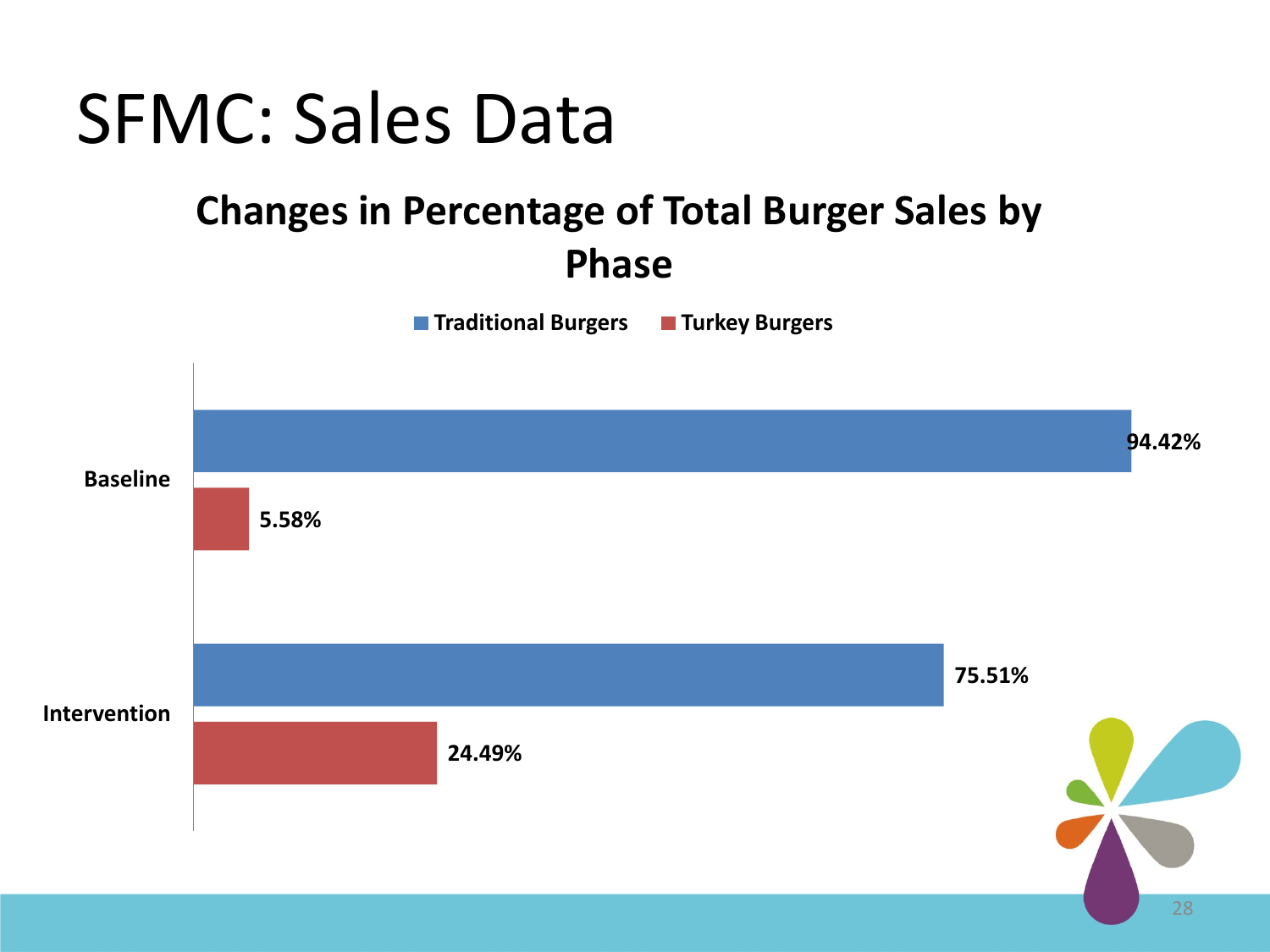# SFMC: Sales Data

## Changes in Percentage of Total Burger Sales by Phase

| Phase | Traditional Burgers | Turkey Burgers |
| --- | --- | --- |
| Baseline | 94.42% | 5.58% |
| Intervention | 75.51% | 24.49% |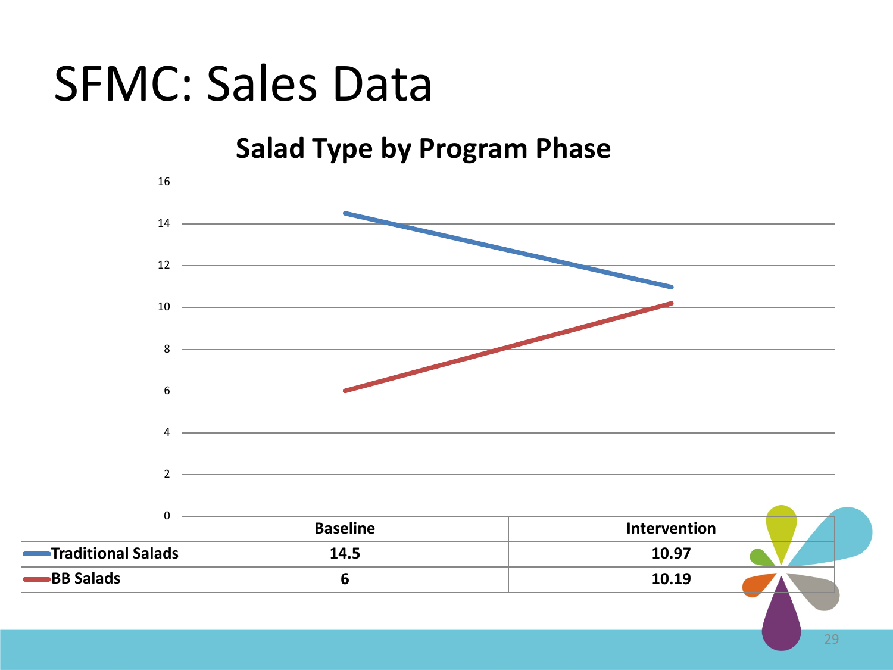# SFMC: Sales Data

## Salad Type by Program Phase

| | Baseline | Intervention |
|---|---|---|
| Traditional Salads | 14.5 | 10.97 |
| BB Salads | 6 | 10.19 |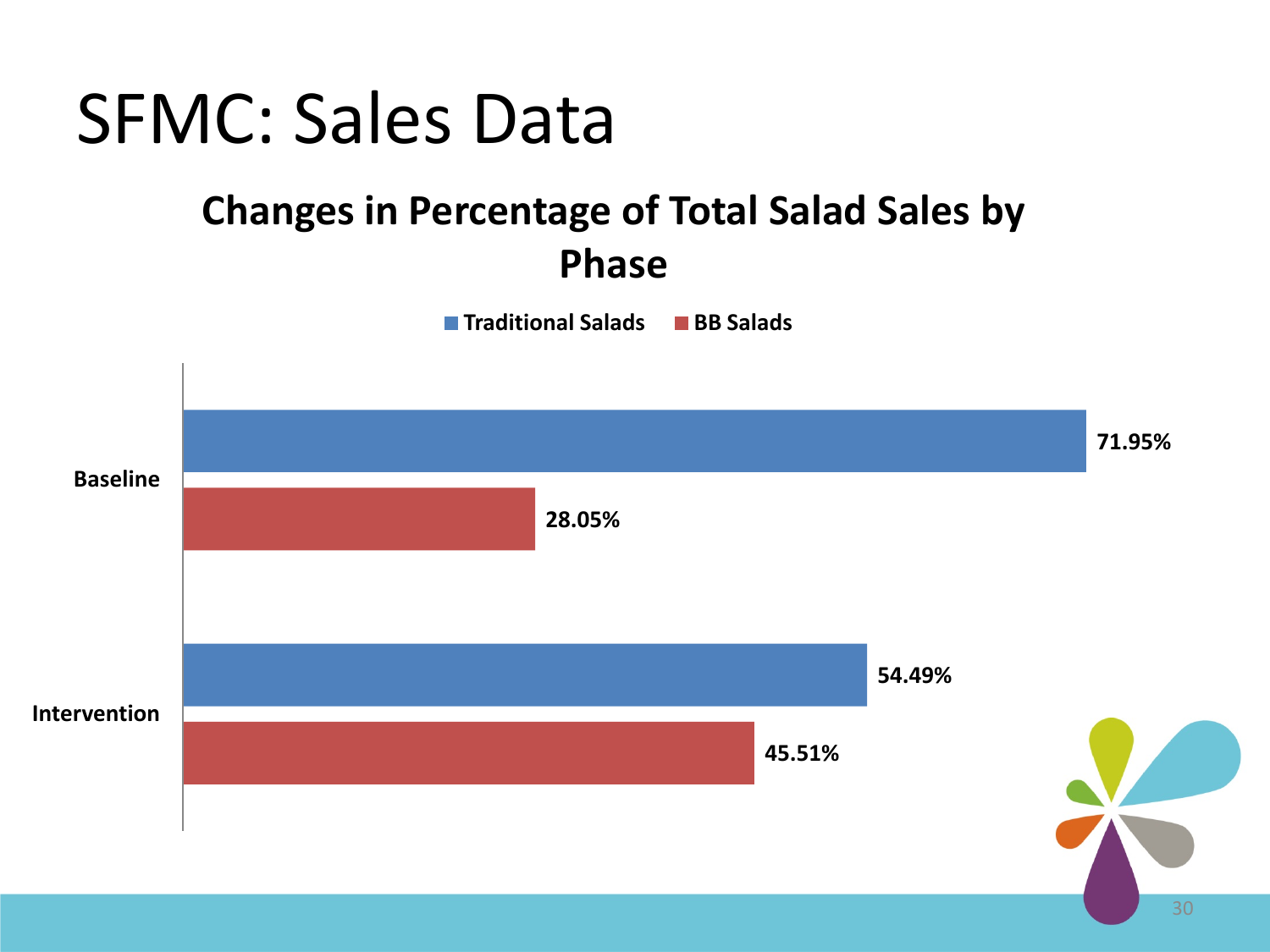# SFMC: Sales Data

## Changes in Percentage of Total Salad Sales by Phase

| Phase | Traditional Salads | BB Salads |
|---|---|---|
| Baseline | 71.95% | 28.05% |
| Intervention | 54.49% | 45.51% |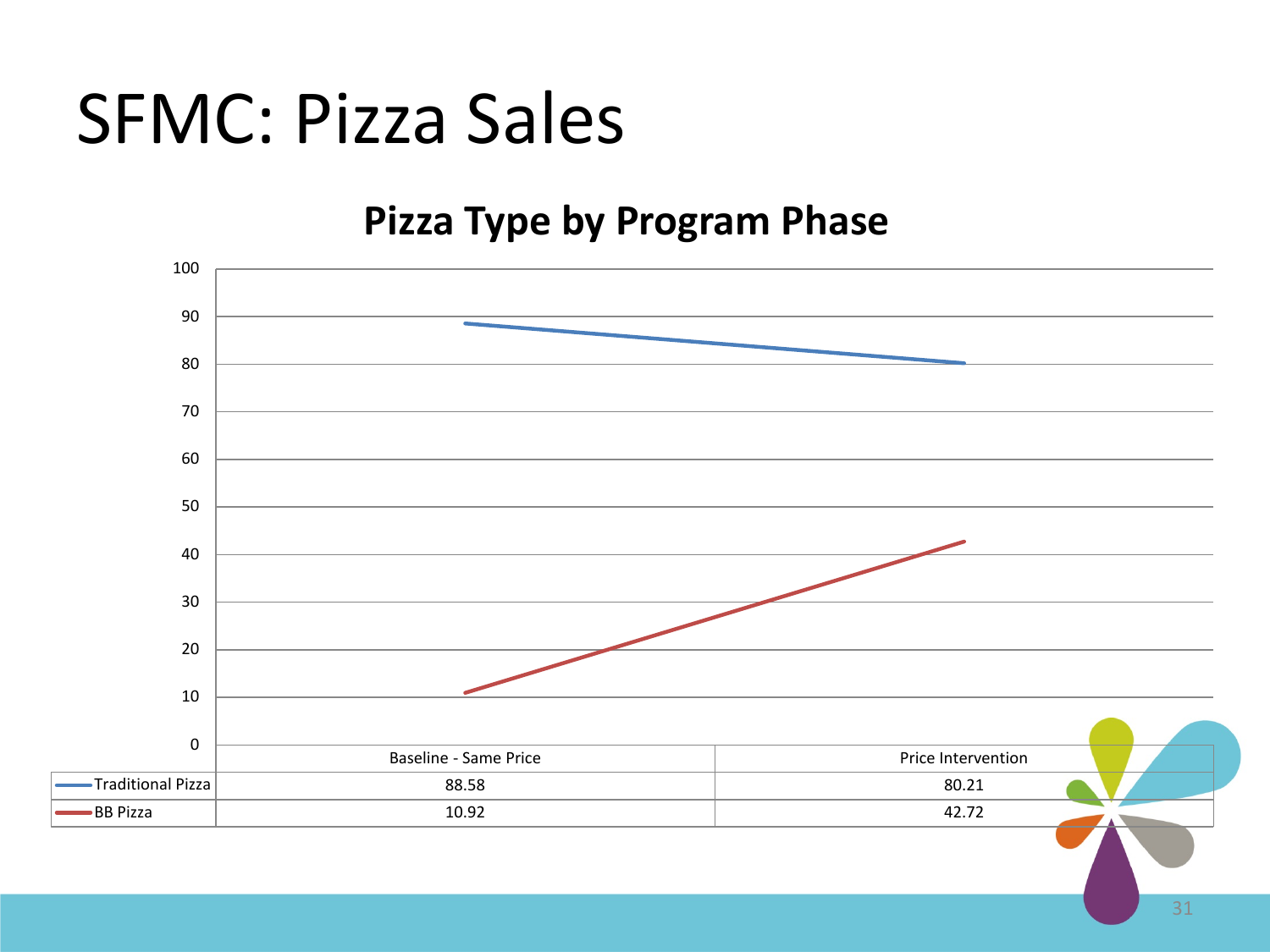# SFMC: Pizza Sales

## Pizza Type by Program Phase

| | Baseline - Same Price | Price Intervention |
|---|---|---|
| Traditional Pizza | 88.58 | 80.21 |
| BB Pizza | 10.92 | 42.72 |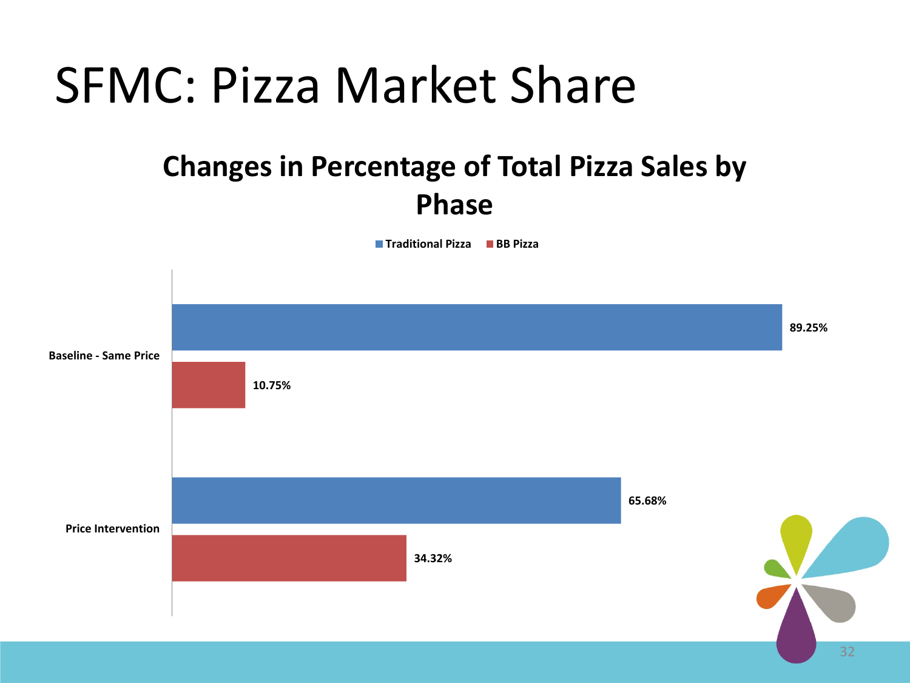# SFMC: Pizza Market Share

## Changes in Percentage of Total Pizza Sales by Phase

| Phase | Traditional Pizza | BB Pizza |
|---|---|---|
| Baseline - Same Price | 89.25% | 10.75% |
| Price Intervention | 65.68% | 34.32% |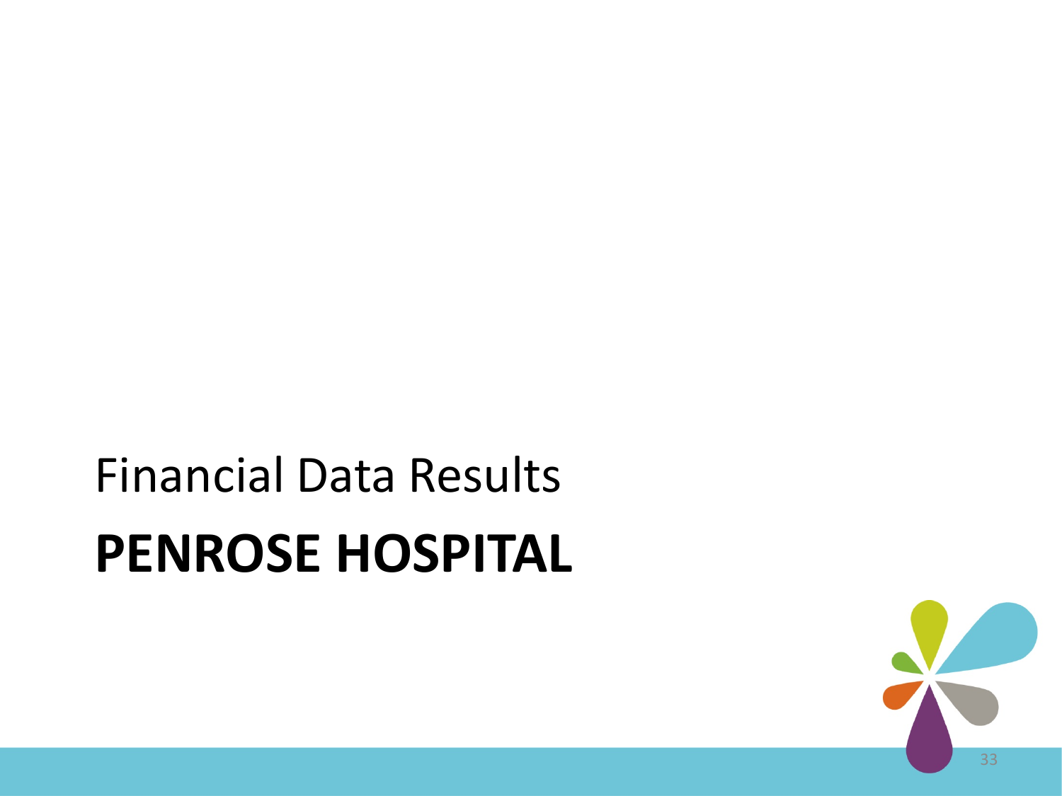Financial Data Results

# PENROSE HOSPITAL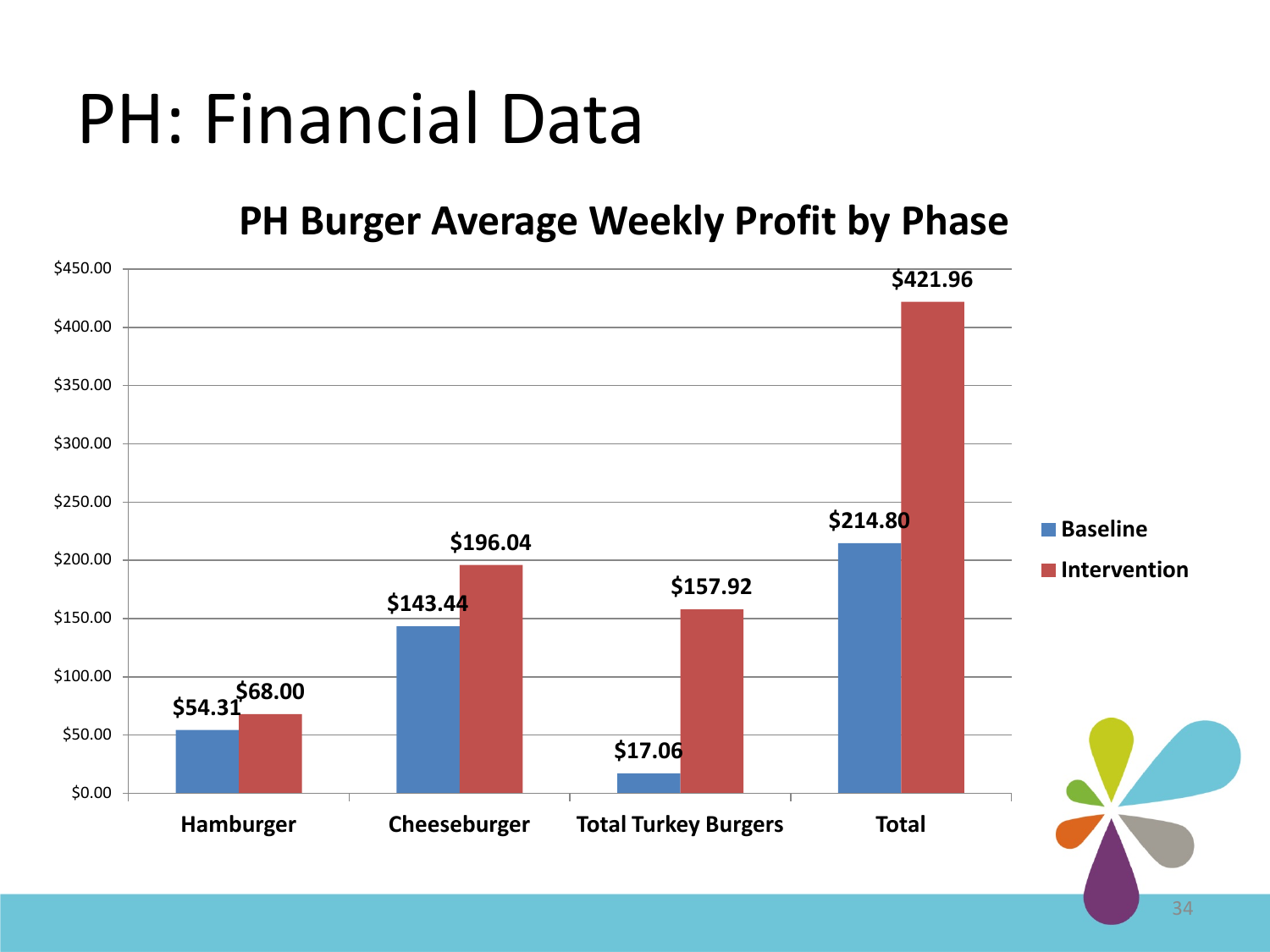# PH: Financial Data

## PH Burger Average Weekly Profit by Phase

| | Baseline | Intervention |
|---|---|---|
| Hamburger | $54.31 | $68.00 |
| Cheeseburger | $143.44 | $196.04 |
| Total Turkey Burgers | $17.06 | $157.92 |
| Total | $214.80 | $421.96 |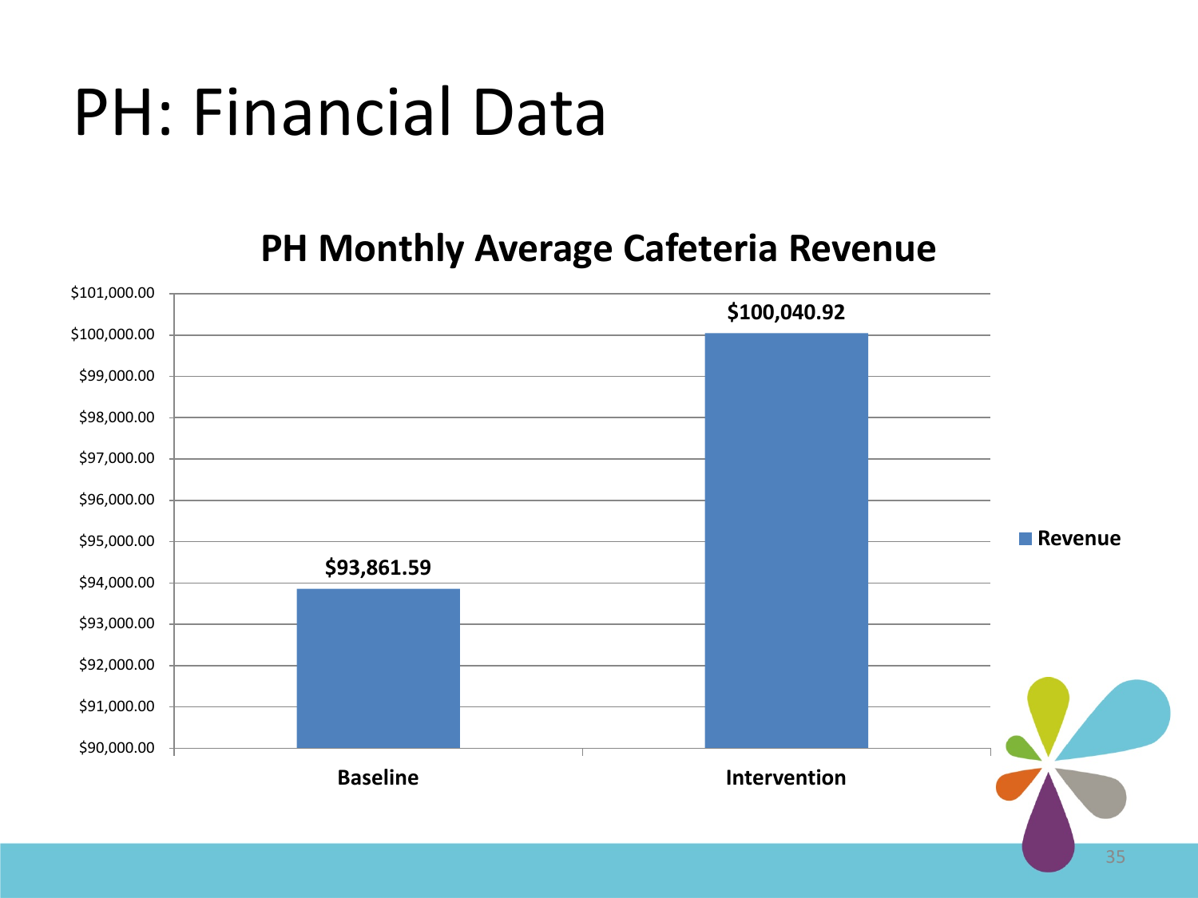# PH: Financial Data

## PH Monthly Average Cafeteria Revenue

| | Revenue |
|---|---|
| Baseline | $93,861.59 |
| Intervention | $100,040.92 |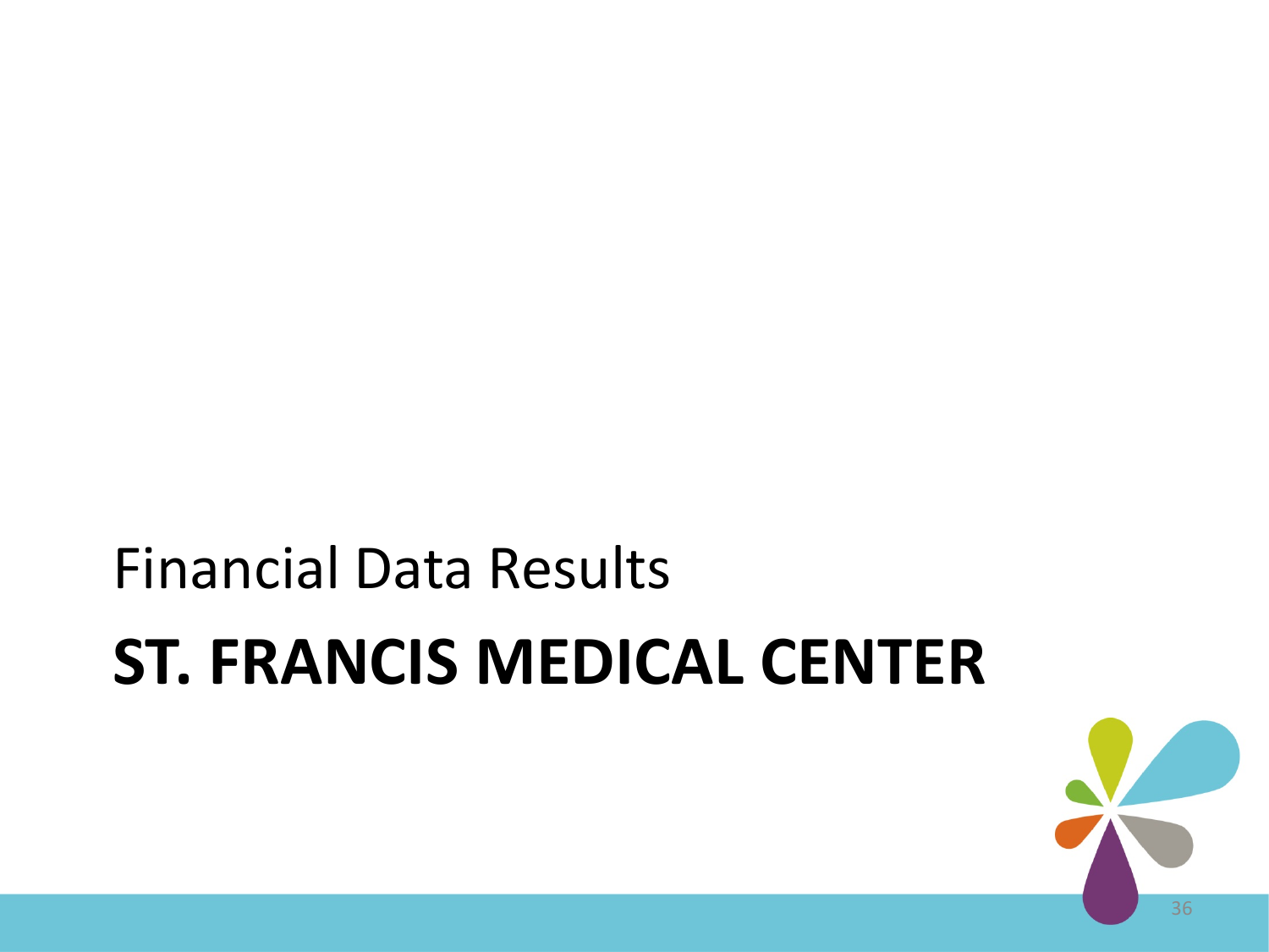Financial Data Results

# ST. FRANCIS MEDICAL CENTER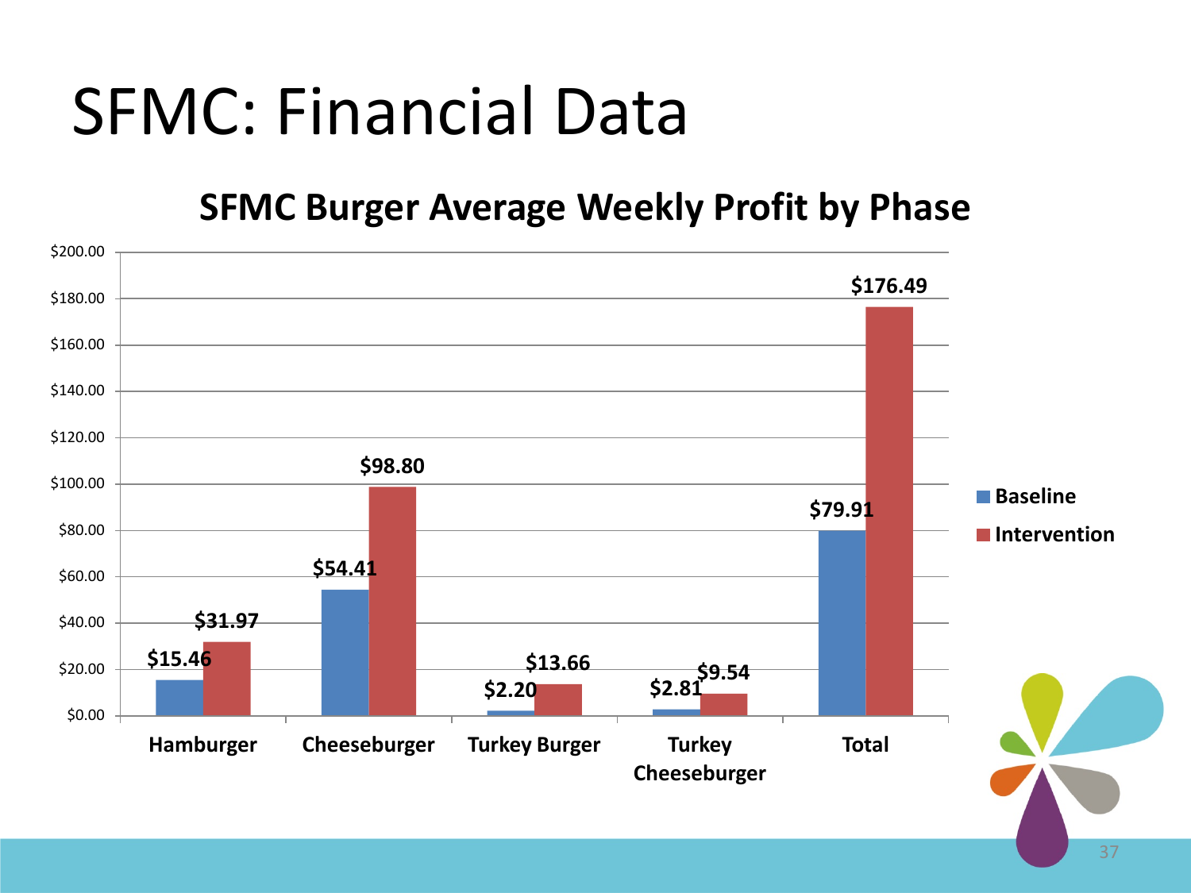# SFMC: Financial Data

## SFMC Burger Average Weekly Profit by Phase

| | Baseline | Intervention |
|---|---|---|
| Hamburger | $15.46 | $31.97 |
| Cheeseburger | $54.41 | $98.80 |
| Turkey Burger | $2.20 | $13.66 |
| Turkey Cheeseburger | $2.81 | $9.54 |
| Total | $79.91 | $176.49 |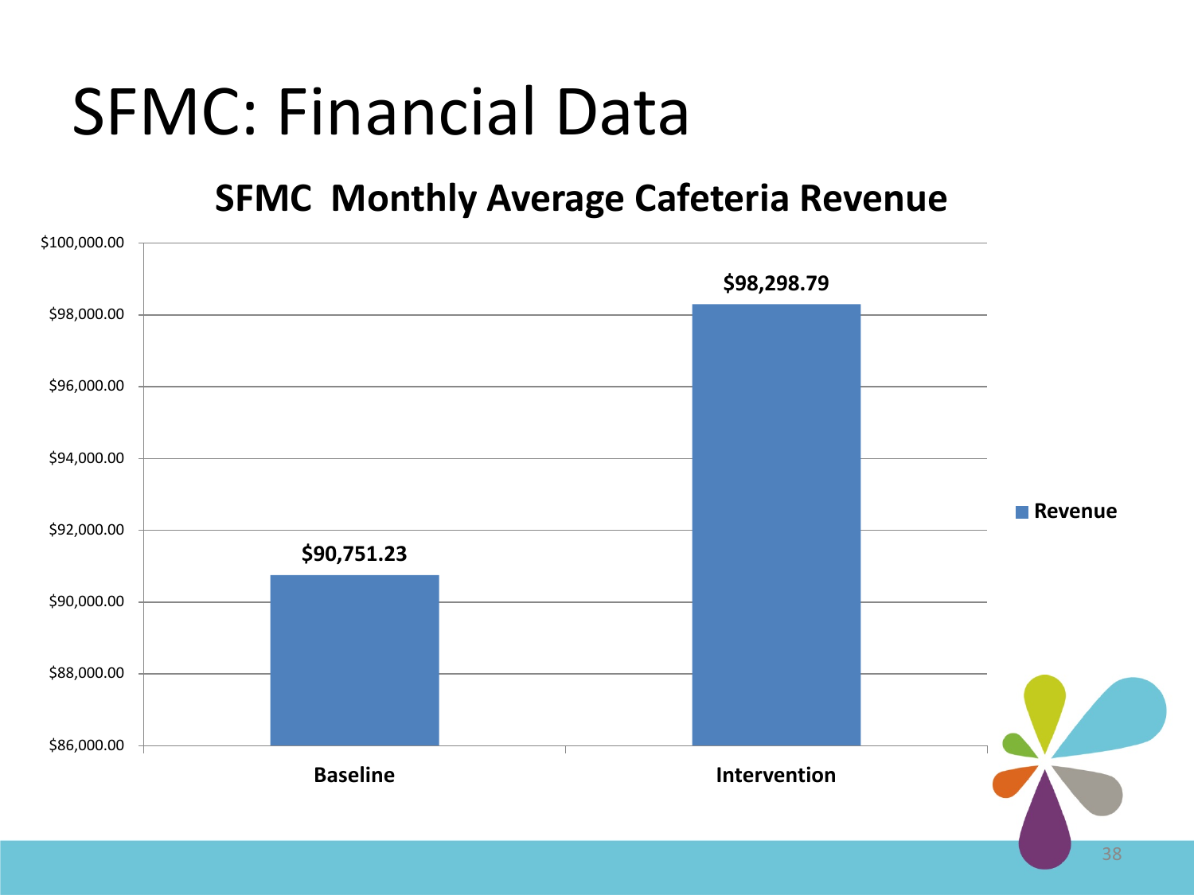# SFMC: Financial Data

**SFMC Monthly Average Cafeteria Revenue**

| | Revenue |
|---|---|
| Baseline | $90,751.23 |
| Intervention | $98,298.79 |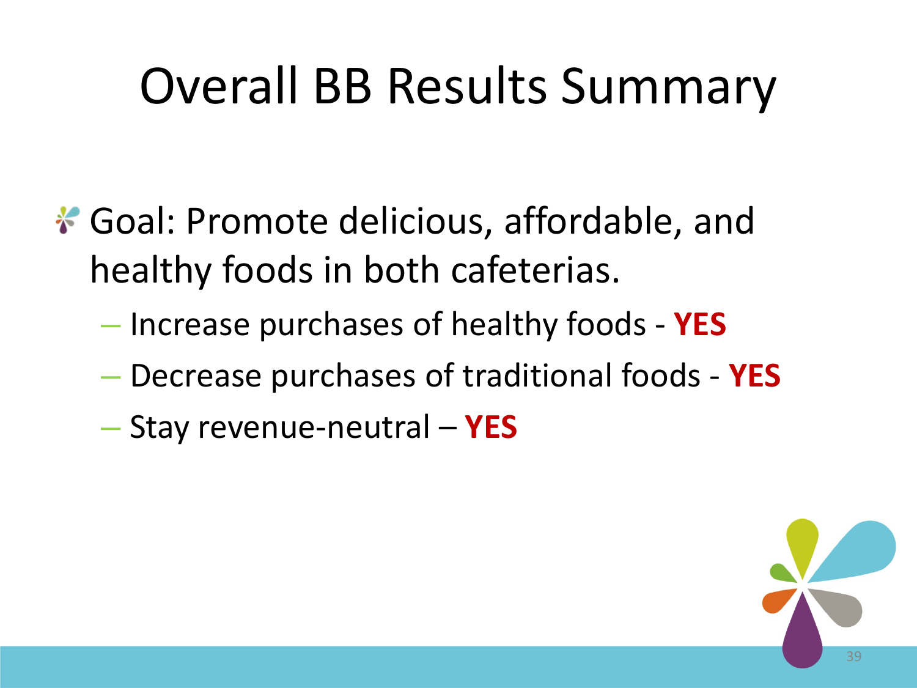# Overall BB Results Summary

- Goal: Promote delicious, affordable, and healthy foods in both cafeterias.
  - Increase purchases of healthy foods - **YES**
  - Decrease purchases of traditional foods - **YES**
  - Stay revenue-neutral – **YES**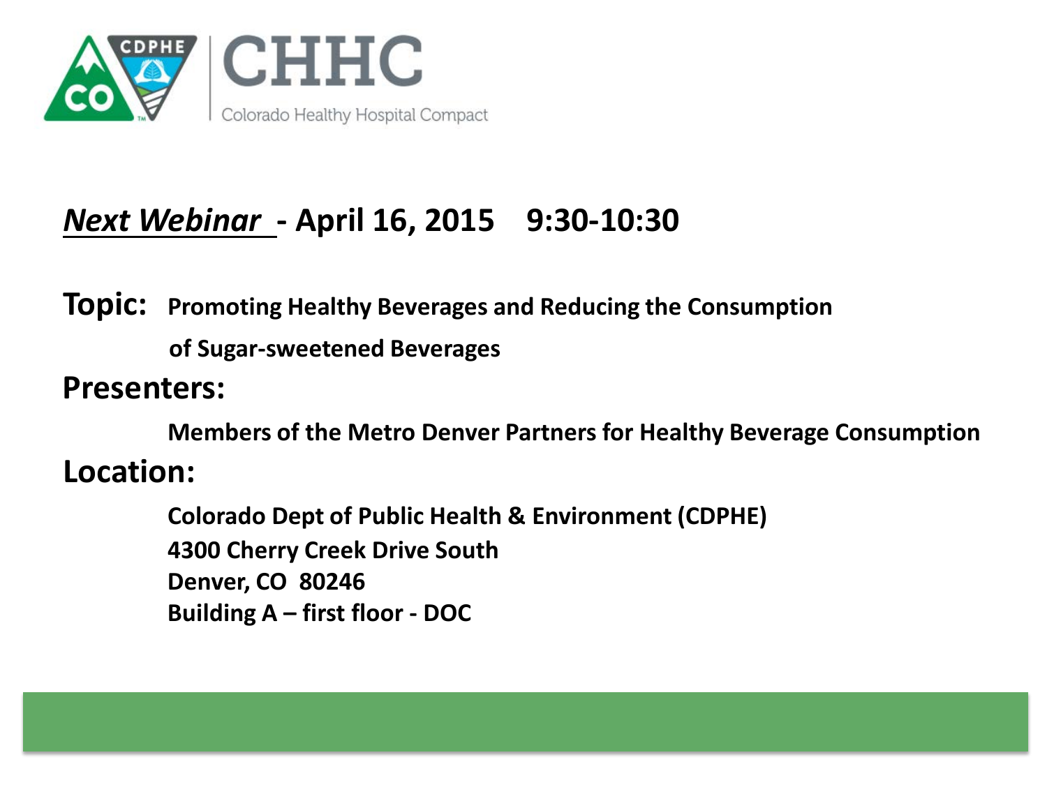CHHC

Colorado Healthy Hospital Compact

## ***Next Webinar*** - April 16, 2015 9:30-10:30

**Topic:** **Promoting Healthy Beverages and Reducing the Consumption of Sugar-sweetened Beverages**

**Presenters:**

**Members of the Metro Denver Partners for Healthy Beverage Consumption**

**Location:**

**Colorado Dept of Public Health & Environment (CDPHE)**
**4300 Cherry Creek Drive South**
**Denver, CO 80246**
**Building A – first floor - DOC**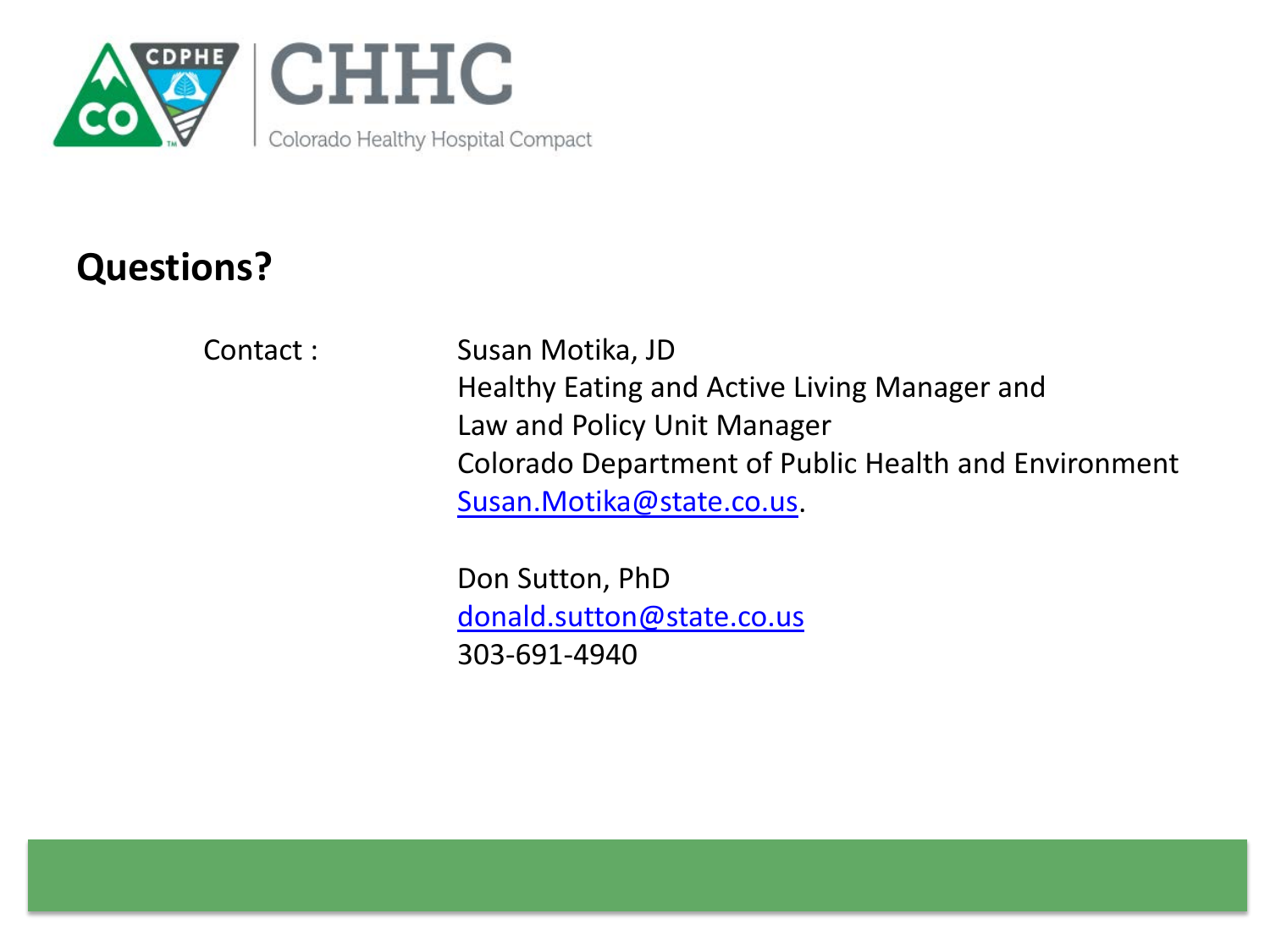CDPHE CO

CHHC

Colorado Healthy Hospital Compact

## Questions?

Contact :

Susan Motika, JD
Healthy Eating and Active Living Manager and
Law and Policy Unit Manager
Colorado Department of Public Health and Environment
Susan.Motika@state.co.us.

Don Sutton, PhD
donald.sutton@state.co.us
303-691-4940